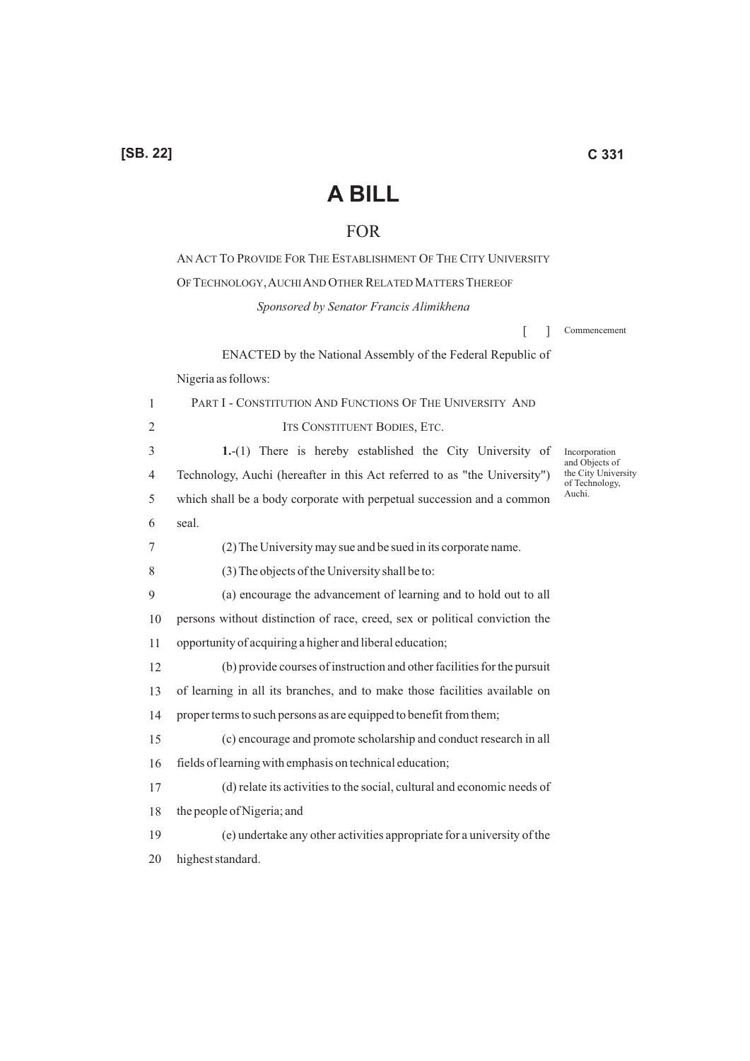[SB. 22]

# A BILL

## FOR

AN ACT TO PROVIDE FOR THE ESTABLISHMENT OF THE CITY UNIVERSITY OF TECHNOLOGY, AUCHI AND OTHER RELATED MATTERS THEREOF

*Sponsored by Senator Francis Alimikhena*

[ ] Commencement

ENACTED by the National Assembly of the Federal Republic of Nigeria as follows:

### PART I - CONSTITUTION AND FUNCTIONS OF THE UNIVERSITY AND ITS CONSTITUENT BODIES, ETC.

*Incorporation and Objects of the City University of Technology, Auchi.*

**1.**-(1) There is hereby established the City University of Technology, Auchi (hereafter in this Act referred to as "the University") which shall be a body corporate with perpetual succession and a common seal.

(2) The University may sue and be sued in its corporate name.

(3) The objects of the University shall be to:

(a) encourage the advancement of learning and to hold out to all persons without distinction of race, creed, sex or political conviction the opportunity of acquiring a higher and liberal education;

(b) provide courses of instruction and other facilities for the pursuit of learning in all its branches, and to make those facilities available on proper terms to such persons as are equipped to benefit from them;

(c) encourage and promote scholarship and conduct research in all fields of learning with emphasis on technical education;

(d) relate its activities to the social, cultural and economic needs of the people of Nigeria; and

(e) undertake any other activities appropriate for a university of the highest standard.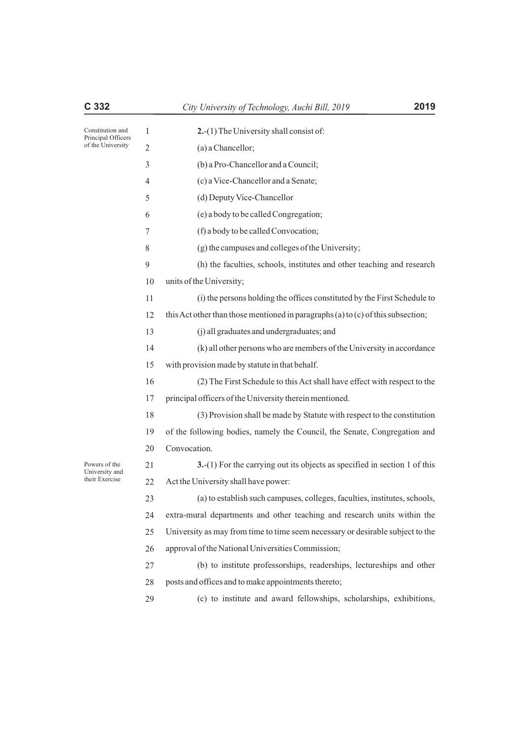**Constitution and Principal Officers of the University**

**2.**-(1) The University shall consist of:

(a) a Chancellor;

(b) a Pro-Chancellor and a Council;

(c) a Vice-Chancellor and a Senate;

(d) Deputy Vice-Chancellor

(e) a body to be called Congregation;

(f) a body to be called Convocation;

(g) the campuses and colleges of the University;

(h) the faculties, schools, institutes and other teaching and research units of the University;

(i) the persons holding the offices constituted by the First Schedule to this Act other than those mentioned in paragraphs (a) to (c) of this subsection;

(j) all graduates and undergraduates; and

(k) all other persons who are members of the University in accordance with provision made by statute in that behalf.

(2) The First Schedule to this Act shall have effect with respect to the principal officers of the University therein mentioned.

(3) Provision shall be made by Statute with respect to the constitution of the following bodies, namely the Council, the Senate, Congregation and Convocation.

**Powers of the University and their Exercise**

**3.**-(1) For the carrying out its objects as specified in section 1 of this Act the University shall have power:

(a) to establish such campuses, colleges, faculties, institutes, schools, extra-mural departments and other teaching and research units within the University as may from time to time seem necessary or desirable subject to the approval of the National Universities Commission;

(b) to institute professorships, readerships, lectureships and other posts and offices and to make appointments thereto;

(c) to institute and award fellowships, scholarships, exhibitions,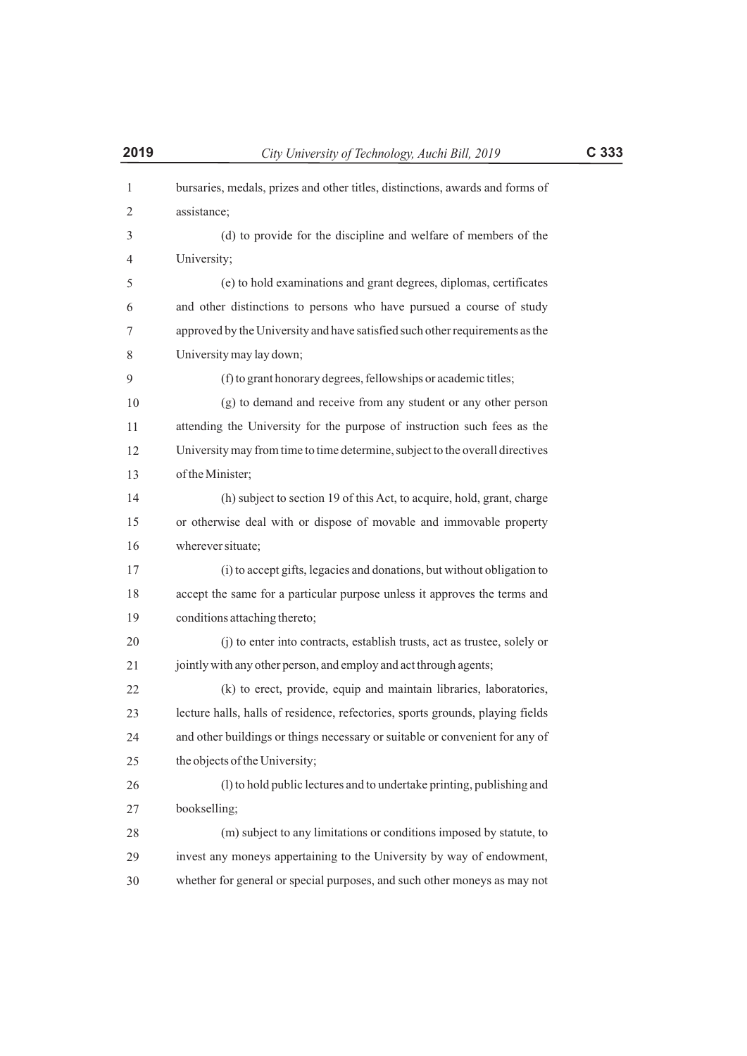bursaries, medals, prizes and other titles, distinctions, awards and forms of assistance;

(d) to provide for the discipline and welfare of members of the University;

(e) to hold examinations and grant degrees, diplomas, certificates and other distinctions to persons who have pursued a course of study approved by the University and have satisfied such other requirements as the University may lay down;

(f) to grant honorary degrees, fellowships or academic titles;

(g) to demand and receive from any student or any other person attending the University for the purpose of instruction such fees as the University may from time to time determine, subject to the overall directives of the Minister;

(h) subject to section 19 of this Act, to acquire, hold, grant, charge or otherwise deal with or dispose of movable and immovable property wherever situate;

(i) to accept gifts, legacies and donations, but without obligation to accept the same for a particular purpose unless it approves the terms and conditions attaching thereto;

(j) to enter into contracts, establish trusts, act as trustee, solely or jointly with any other person, and employ and act through agents;

(k) to erect, provide, equip and maintain libraries, laboratories, lecture halls, halls of residence, refectories, sports grounds, playing fields and other buildings or things necessary or suitable or convenient for any of the objects of the University;

(l) to hold public lectures and to undertake printing, publishing and bookselling;

(m) subject to any limitations or conditions imposed by statute, to invest any moneys appertaining to the University by way of endowment, whether for general or special purposes, and such other moneys as may not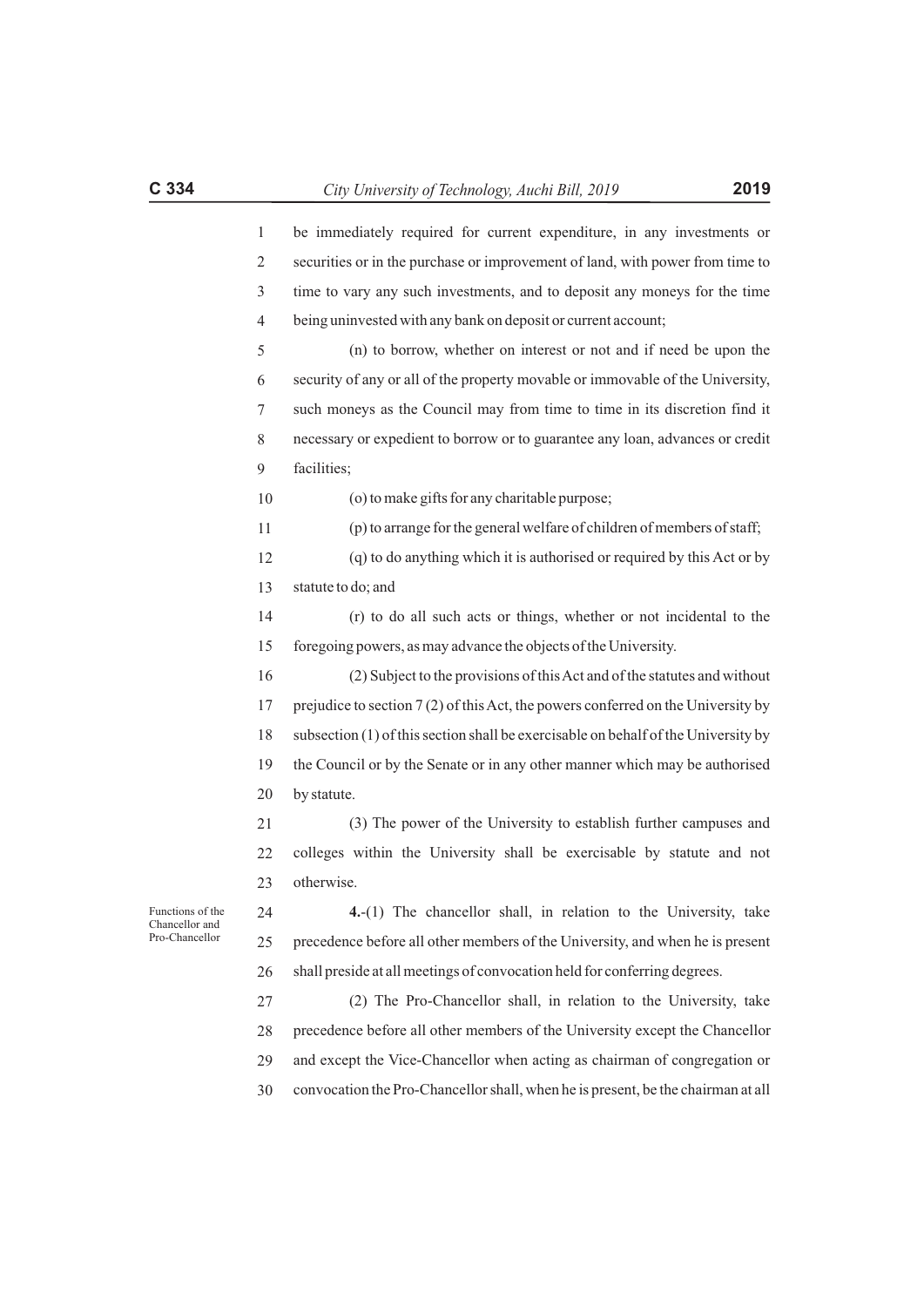be immediately required for current expenditure, in any investments or securities or in the purchase or improvement of land, with power from time to time to vary any such investments, and to deposit any moneys for the time being uninvested with any bank on deposit or current account;

(n) to borrow, whether on interest or not and if need be upon the security of any or all of the property movable or immovable of the University, such moneys as the Council may from time to time in its discretion find it necessary or expedient to borrow or to guarantee any loan, advances or credit facilities;

(o) to make gifts for any charitable purpose;

(p) to arrange for the general welfare of children of members of staff;

(q) to do anything which it is authorised or required by this Act or by statute to do; and

(r) to do all such acts or things, whether or not incidental to the foregoing powers, as may advance the objects of the University.

(2) Subject to the provisions of this Act and of the statutes and without prejudice to section 7 (2) of this Act, the powers conferred on the University by subsection (1) of this section shall be exercisable on behalf of the University by the Council or by the Senate or in any other manner which may be authorised by statute.

(3) The power of the University to establish further campuses and colleges within the University shall be exercisable by statute and not otherwise.

Functions of the Chancellor and Pro-Chancellor

**4.**-(1) The chancellor shall, in relation to the University, take precedence before all other members of the University, and when he is present shall preside at all meetings of convocation held for conferring degrees.

(2) The Pro-Chancellor shall, in relation to the University, take precedence before all other members of the University except the Chancellor and except the Vice-Chancellor when acting as chairman of congregation or convocation the Pro-Chancellor shall, when he is present, be the chairman at all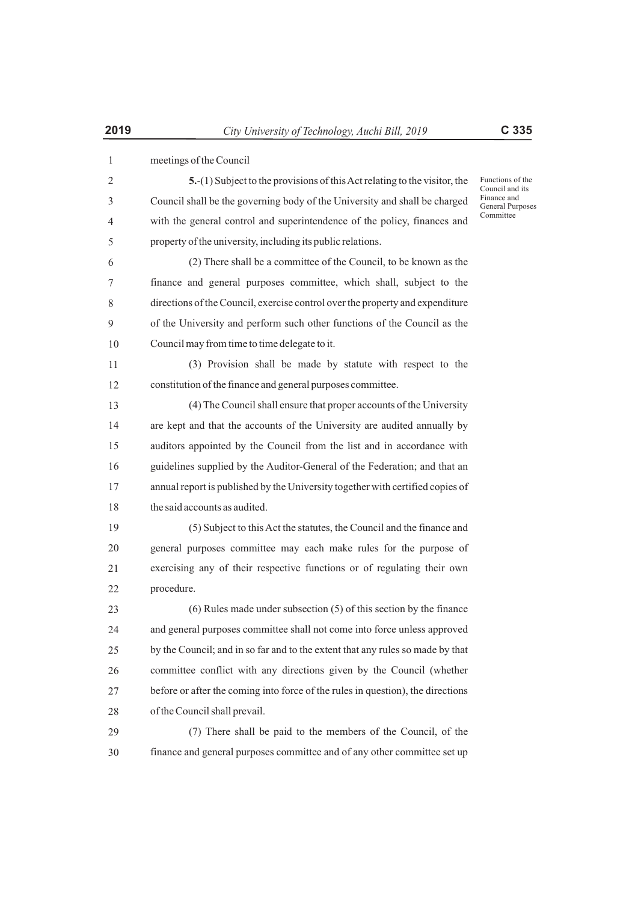meetings of the Council

Functions of the Council and its Finance and General Purposes Committee

**5.**-(1) Subject to the provisions of this Act relating to the visitor, the Council shall be the governing body of the University and shall be charged with the general control and superintendence of the policy, finances and property of the university, including its public relations.

(2) There shall be a committee of the Council, to be known as the finance and general purposes committee, which shall, subject to the directions of the Council, exercise control over the property and expenditure of the University and perform such other functions of the Council as the Council may from time to time delegate to it.

(3) Provision shall be made by statute with respect to the constitution of the finance and general purposes committee.

(4) The Council shall ensure that proper accounts of the University are kept and that the accounts of the University are audited annually by auditors appointed by the Council from the list and in accordance with guidelines supplied by the Auditor-General of the Federation; and that an annual report is published by the University together with certified copies of the said accounts as audited.

(5) Subject to this Act the statutes, the Council and the finance and general purposes committee may each make rules for the purpose of exercising any of their respective functions or of regulating their own procedure.

(6) Rules made under subsection (5) of this section by the finance and general purposes committee shall not come into force unless approved by the Council; and in so far and to the extent that any rules so made by that committee conflict with any directions given by the Council (whether before or after the coming into force of the rules in question), the directions of the Council shall prevail.

(7) There shall be paid to the members of the Council, of the finance and general purposes committee and of any other committee set up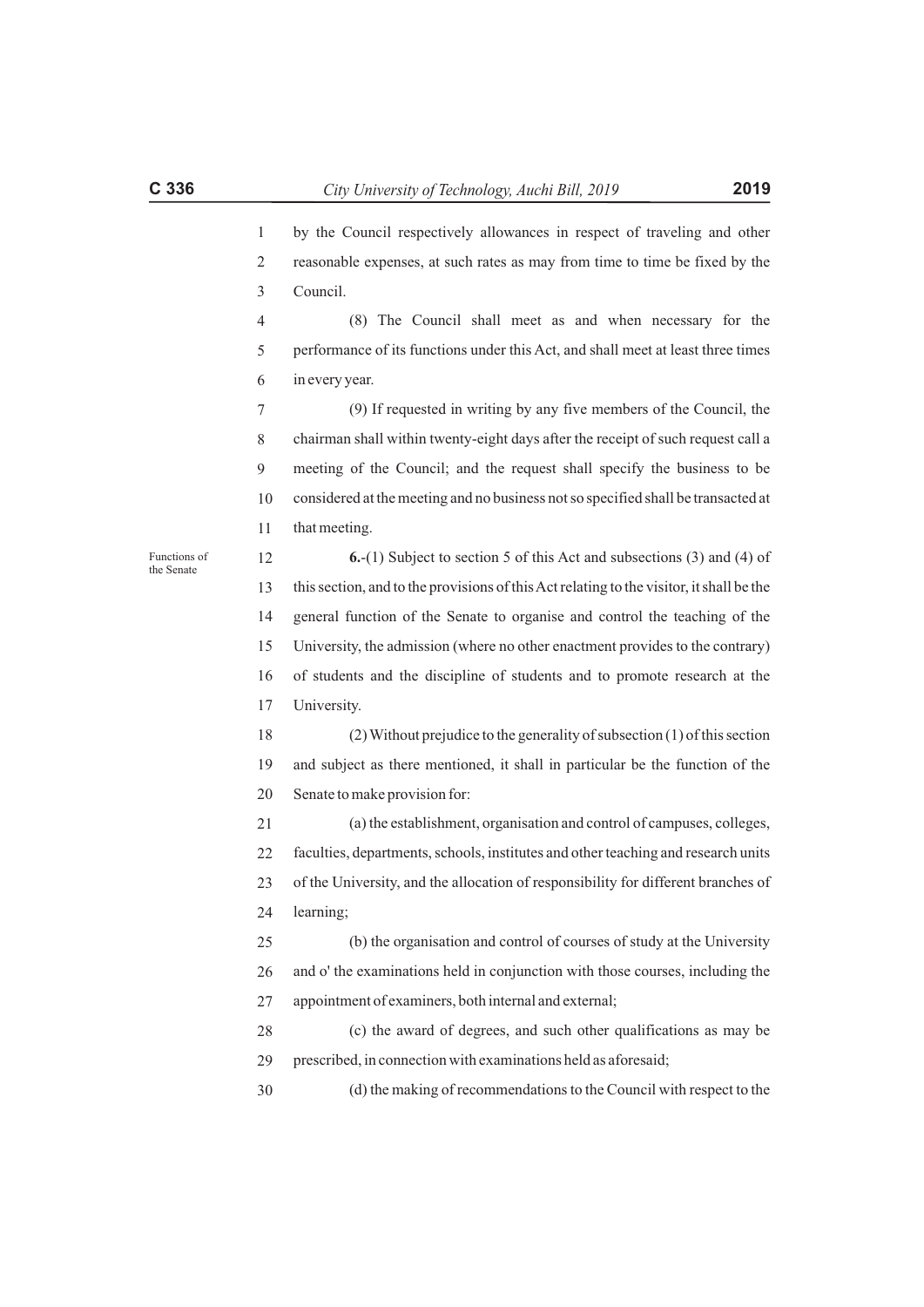by the Council respectively allowances in respect of traveling and other reasonable expenses, at such rates as may from time to time be fixed by the Council.

(8) The Council shall meet as and when necessary for the performance of its functions under this Act, and shall meet at least three times in every year.

(9) If requested in writing by any five members of the Council, the chairman shall within twenty-eight days after the receipt of such request call a meeting of the Council; and the request shall specify the business to be considered at the meeting and no business not so specified shall be transacted at that meeting.

Functions of the Senate

**6.**-(1) Subject to section 5 of this Act and subsections (3) and (4) of this section, and to the provisions of this Act relating to the visitor, it shall be the general function of the Senate to organise and control the teaching of the University, the admission (where no other enactment provides to the contrary) of students and the discipline of students and to promote research at the University.

(2) Without prejudice to the generality of subsection (1) of this section and subject as there mentioned, it shall in particular be the function of the Senate to make provision for:

(a) the establishment, organisation and control of campuses, colleges, faculties, departments, schools, institutes and other teaching and research units of the University, and the allocation of responsibility for different branches of learning;

(b) the organisation and control of courses of study at the University and o' the examinations held in conjunction with those courses, including the appointment of examiners, both internal and external;

(c) the award of degrees, and such other qualifications as may be prescribed, in connection with examinations held as aforesaid;

(d) the making of recommendations to the Council with respect to the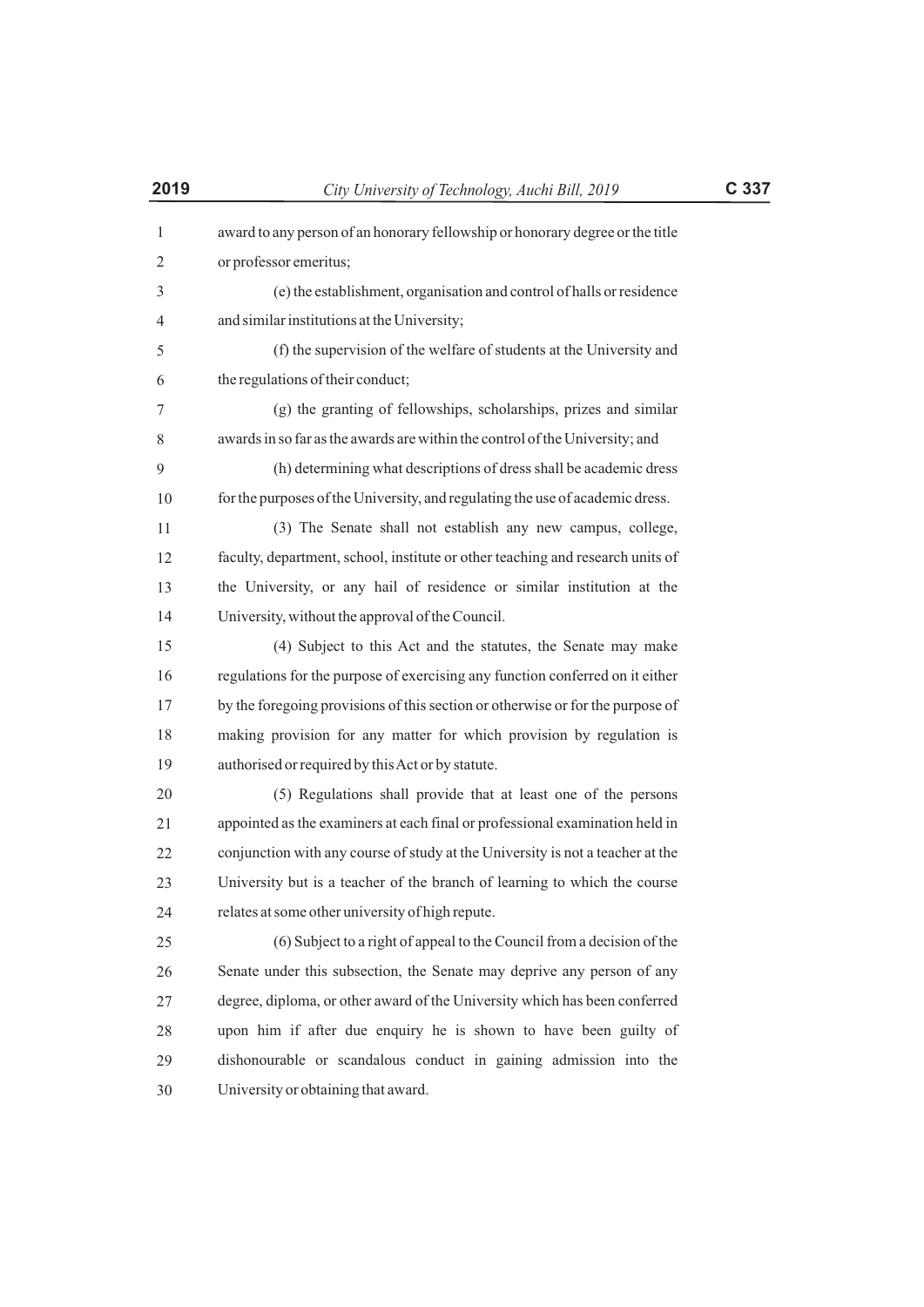award to any person of an honorary fellowship or honorary degree or the title or professor emeritus;

(e) the establishment, organisation and control of halls or residence and similar institutions at the University;

(f) the supervision of the welfare of students at the University and the regulations of their conduct;

(g) the granting of fellowships, scholarships, prizes and similar awards in so far as the awards are within the control of the University; and

(h) determining what descriptions of dress shall be academic dress for the purposes of the University, and regulating the use of academic dress.

(3) The Senate shall not establish any new campus, college, faculty, department, school, institute or other teaching and research units of the University, or any hail of residence or similar institution at the University, without the approval of the Council.

(4) Subject to this Act and the statutes, the Senate may make regulations for the purpose of exercising any function conferred on it either by the foregoing provisions of this section or otherwise or for the purpose of making provision for any matter for which provision by regulation is authorised or required by this Act or by statute.

(5) Regulations shall provide that at least one of the persons appointed as the examiners at each final or professional examination held in conjunction with any course of study at the University is not a teacher at the University but is a teacher of the branch of learning to which the course relates at some other university of high repute.

(6) Subject to a right of appeal to the Council from a decision of the Senate under this subsection, the Senate may deprive any person of any degree, diploma, or other award of the University which has been conferred upon him if after due enquiry he is shown to have been guilty of dishonourable or scandalous conduct in gaining admission into the University or obtaining that award.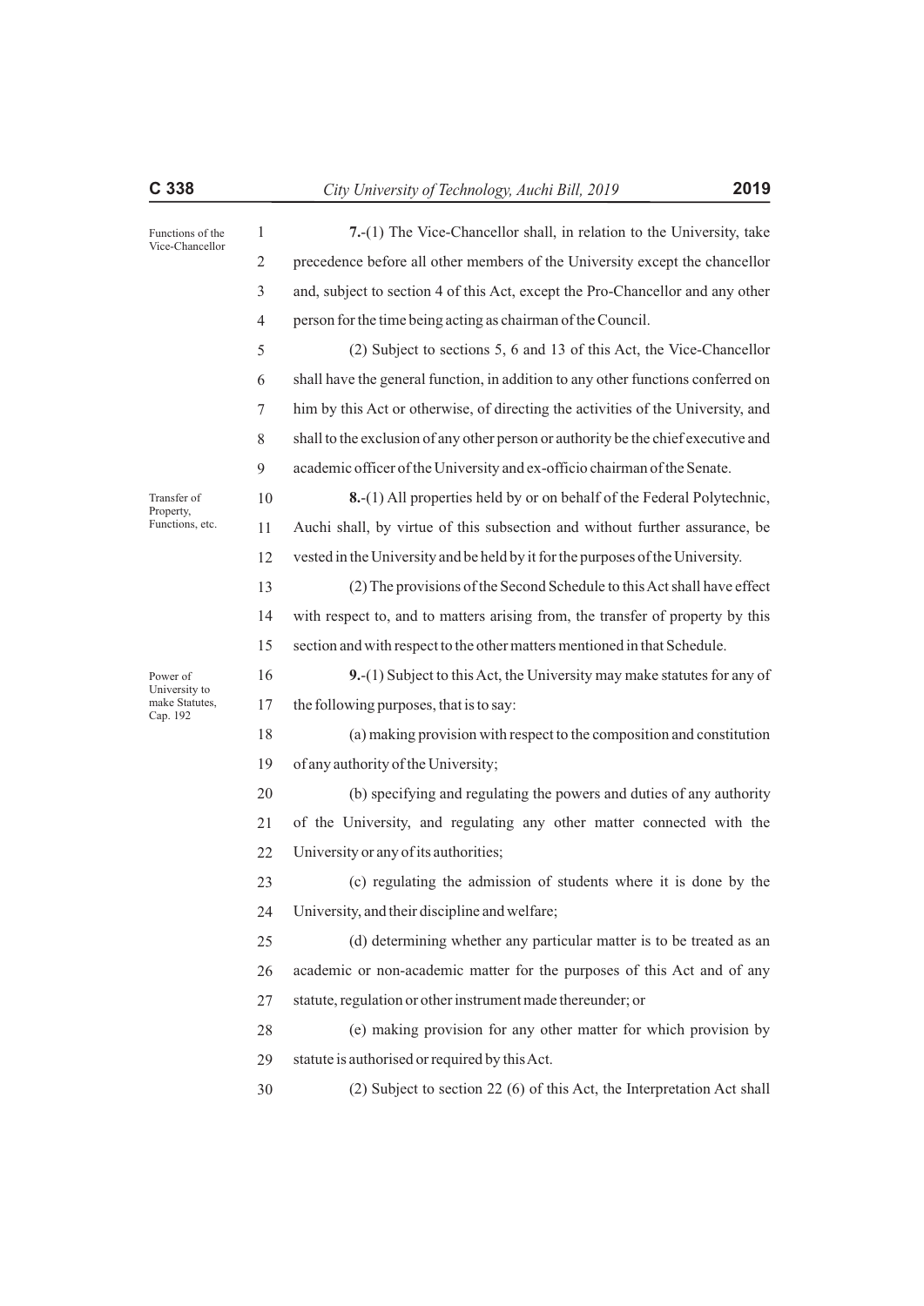**Functions of the Vice-Chancellor**

**7.**-(1) The Vice-Chancellor shall, in relation to the University, take precedence before all other members of the University except the chancellor and, subject to section 4 of this Act, except the Pro-Chancellor and any other person for the time being acting as chairman of the Council.

(2) Subject to sections 5, 6 and 13 of this Act, the Vice-Chancellor shall have the general function, in addition to any other functions conferred on him by this Act or otherwise, of directing the activities of the University, and shall to the exclusion of any other person or authority be the chief executive and academic officer of the University and ex-officio chairman of the Senate.

**Transfer of Property, Functions, etc.**

**8.**-(1) All properties held by or on behalf of the Federal Polytechnic, Auchi shall, by virtue of this subsection and without further assurance, be vested in the University and be held by it for the purposes of the University.

(2) The provisions of the Second Schedule to this Act shall have effect with respect to, and to matters arising from, the transfer of property by this section and with respect to the other matters mentioned in that Schedule.

**Power of University to make Statutes, Cap. 192**

**9.**-(1) Subject to this Act, the University may make statutes for any of the following purposes, that is to say:

(a) making provision with respect to the composition and constitution of any authority of the University;

(b) specifying and regulating the powers and duties of any authority of the University, and regulating any other matter connected with the University or any of its authorities;

(c) regulating the admission of students where it is done by the University, and their discipline and welfare;

(d) determining whether any particular matter is to be treated as an academic or non-academic matter for the purposes of this Act and of any statute, regulation or other instrument made thereunder; or

(e) making provision for any other matter for which provision by statute is authorised or required by this Act.

(2) Subject to section 22 (6) of this Act, the Interpretation Act shall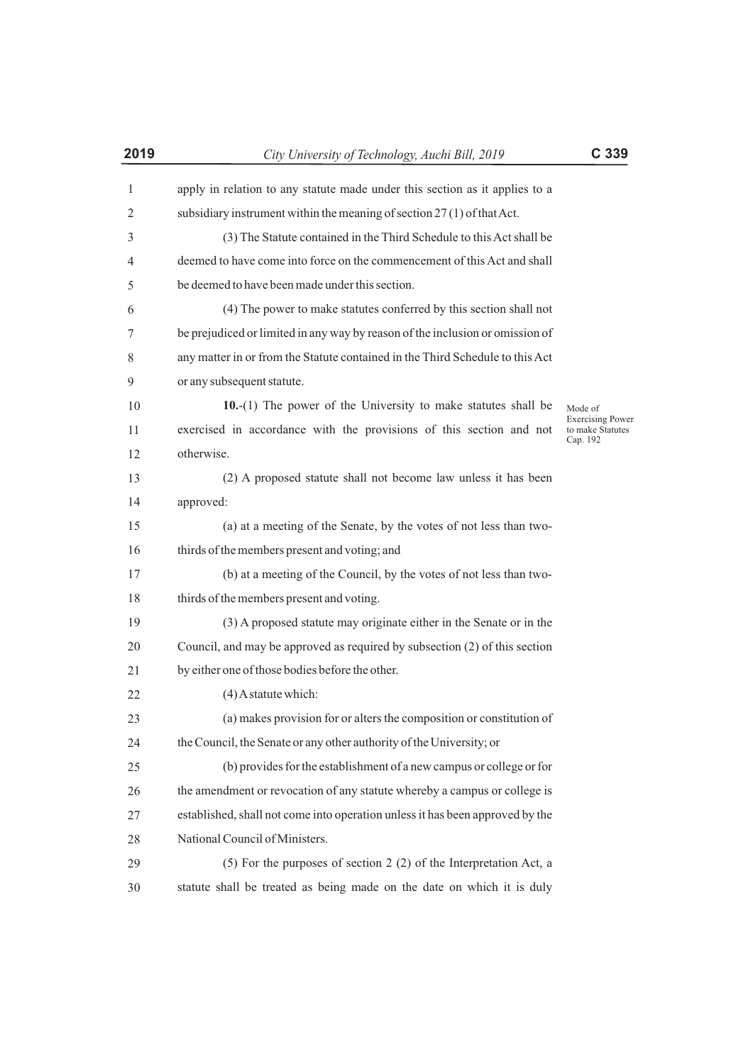apply in relation to any statute made under this section as it applies to a subsidiary instrument within the meaning of section 27 (1) of that Act.

(3) The Statute contained in the Third Schedule to this Act shall be deemed to have come into force on the commencement of this Act and shall be deemed to have been made under this section.

(4) The power to make statutes conferred by this section shall not be prejudiced or limited in any way by reason of the inclusion or omission of any matter in or from the Statute contained in the Third Schedule to this Act or any subsequent statute.

*Mode of Exercising Power to make Statutes Cap. 192*

**10.**-(1) The power of the University to make statutes shall be exercised in accordance with the provisions of this section and not otherwise.

(2) A proposed statute shall not become law unless it has been approved:

(a) at a meeting of the Senate, by the votes of not less than two-thirds of the members present and voting; and

(b) at a meeting of the Council, by the votes of not less than two-thirds of the members present and voting.

(3) A proposed statute may originate either in the Senate or in the Council, and may be approved as required by subsection (2) of this section by either one of those bodies before the other.

(4) A statute which:

(a) makes provision for or alters the composition or constitution of the Council, the Senate or any other authority of the University; or

(b) provides for the establishment of a new campus or college or for the amendment or revocation of any statute whereby a campus or college is established, shall not come into operation unless it has been approved by the National Council of Ministers.

(5) For the purposes of section 2 (2) of the Interpretation Act, a statute shall be treated as being made on the date on which it is duly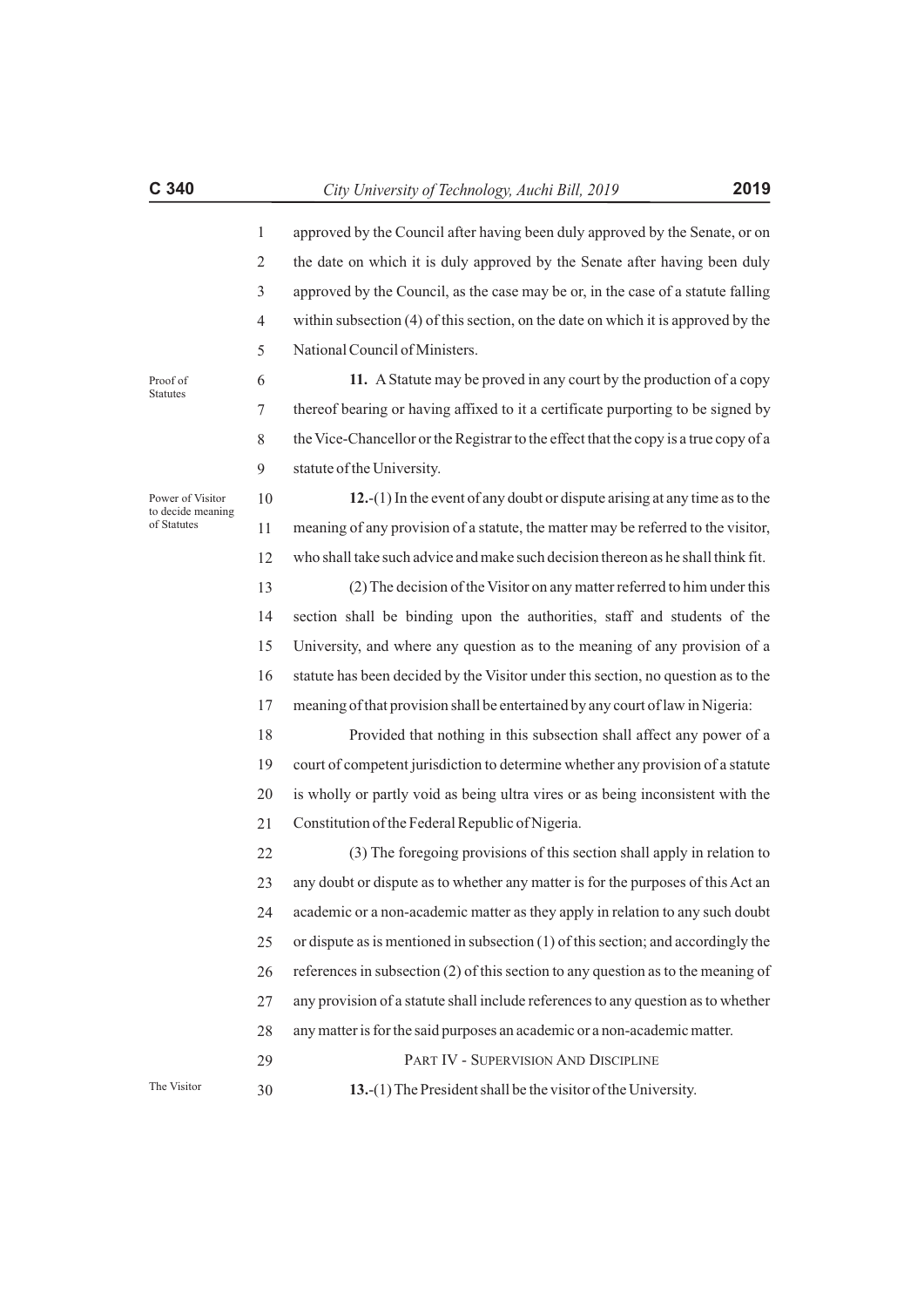approved by the Council after having been duly approved by the Senate, or on the date on which it is duly approved by the Senate after having been duly approved by the Council, as the case may be or, in the case of a statute falling within subsection (4) of this section, on the date on which it is approved by the National Council of Ministers.

*Proof of Statutes*

**11.** A Statute may be proved in any court by the production of a copy thereof bearing or having affixed to it a certificate purporting to be signed by the Vice-Chancellor or the Registrar to the effect that the copy is a true copy of a statute of the University.

*Power of Visitor to decide meaning of Statutes*

**12.**-(1) In the event of any doubt or dispute arising at any time as to the meaning of any provision of a statute, the matter may be referred to the visitor, who shall take such advice and make such decision thereon as he shall think fit.

(2) The decision of the Visitor on any matter referred to him under this section shall be binding upon the authorities, staff and students of the University, and where any question as to the meaning of any provision of a statute has been decided by the Visitor under this section, no question as to the meaning of that provision shall be entertained by any court of law in Nigeria:

Provided that nothing in this subsection shall affect any power of a court of competent jurisdiction to determine whether any provision of a statute is wholly or partly void as being ultra vires or as being inconsistent with the Constitution of the Federal Republic of Nigeria.

(3) The foregoing provisions of this section shall apply in relation to any doubt or dispute as to whether any matter is for the purposes of this Act an academic or a non-academic matter as they apply in relation to any such doubt or dispute as is mentioned in subsection (1) of this section; and accordingly the references in subsection (2) of this section to any question as to the meaning of any provision of a statute shall include references to any question as to whether any matter is for the said purposes an academic or a non-academic matter.

## PART IV - SUPERVISION AND DISCIPLINE

*The Visitor*

**13.**-(1) The President shall be the visitor of the University.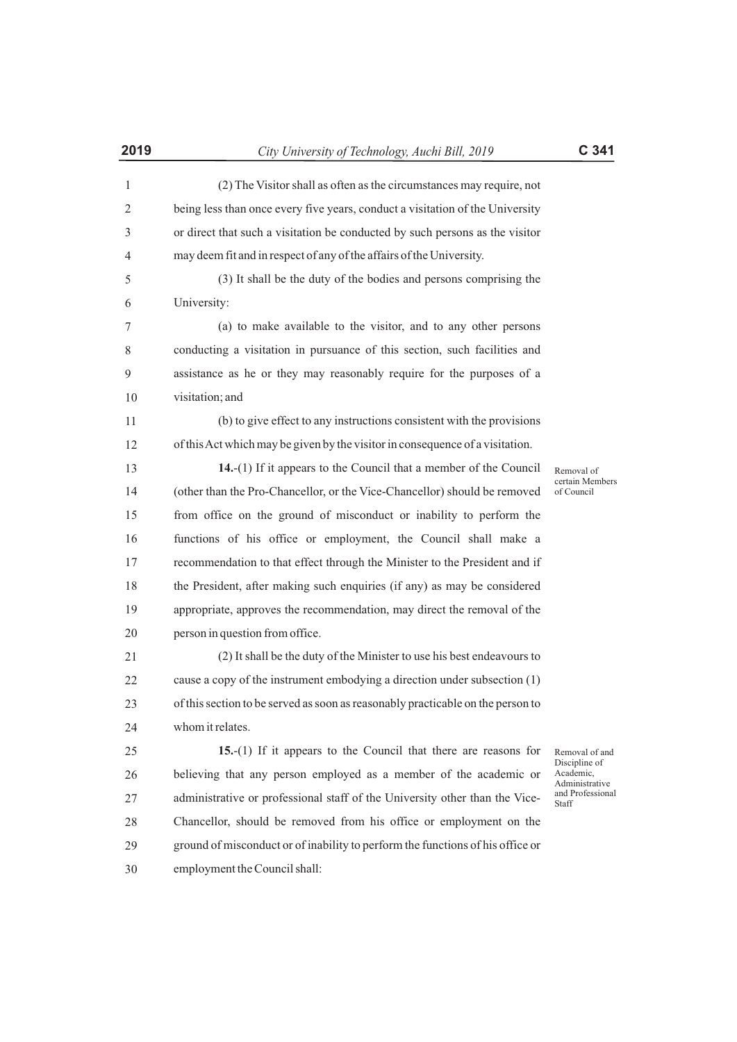(2) The Visitor shall as often as the circumstances may require, not being less than once every five years, conduct a visitation of the University or direct that such a visitation be conducted by such persons as the visitor may deem fit and in respect of any of the affairs of the University.

(3) It shall be the duty of the bodies and persons comprising the University:

(a) to make available to the visitor, and to any other persons conducting a visitation in pursuance of this section, such facilities and assistance as he or they may reasonably require for the purposes of a visitation; and

(b) to give effect to any instructions consistent with the provisions of this Act which may be given by the visitor in consequence of a visitation.

*Removal of certain Members of Council*

**14.**-(1) If it appears to the Council that a member of the Council (other than the Pro-Chancellor, or the Vice-Chancellor) should be removed from office on the ground of misconduct or inability to perform the functions of his office or employment, the Council shall make a recommendation to that effect through the Minister to the President and if the President, after making such enquiries (if any) as may be considered appropriate, approves the recommendation, may direct the removal of the person in question from office.

(2) It shall be the duty of the Minister to use his best endeavours to cause a copy of the instrument embodying a direction under subsection (1) of this section to be served as soon as reasonably practicable on the person to whom it relates.

*Removal of and Discipline of Academic, Administrative and Professional Staff*

**15.**-(1) If it appears to the Council that there are reasons for believing that any person employed as a member of the academic or administrative or professional staff of the University other than the Vice-Chancellor, should be removed from his office or employment on the ground of misconduct or of inability to perform the functions of his office or employment the Council shall: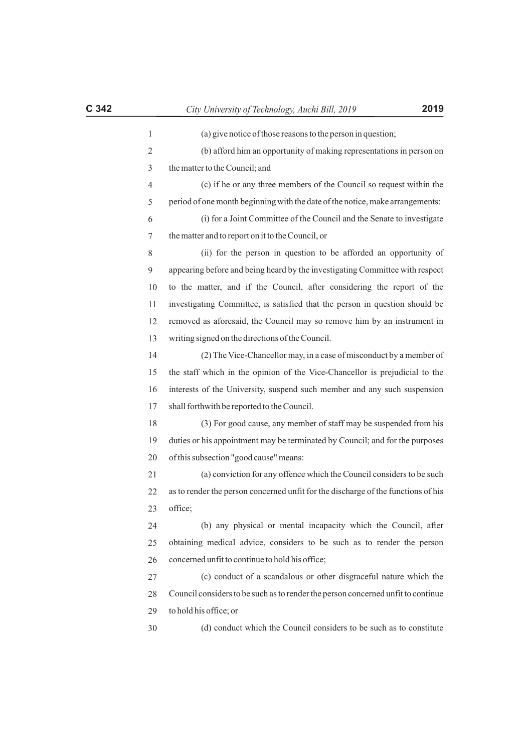(a) give notice of those reasons to the person in question;

(b) afford him an opportunity of making representations in person on the matter to the Council; and

(c) if he or any three members of the Council so request within the period of one month beginning with the date of the notice, make arrangements:

(i) for a Joint Committee of the Council and the Senate to investigate the matter and to report on it to the Council, or

(ii) for the person in question to be afforded an opportunity of appearing before and being heard by the investigating Committee with respect to the matter, and if the Council, after considering the report of the investigating Committee, is satisfied that the person in question should be removed as aforesaid, the Council may so remove him by an instrument in writing signed on the directions of the Council.

(2) The Vice-Chancellor may, in a case of misconduct by a member of the staff which in the opinion of the Vice-Chancellor is prejudicial to the interests of the University, suspend such member and any such suspension shall forthwith be reported to the Council.

(3) For good cause, any member of staff may be suspended from his duties or his appointment may be terminated by Council; and for the purposes of this subsection "good cause" means:

(a) conviction for any offence which the Council considers to be such as to render the person concerned unfit for the discharge of the functions of his office;

(b) any physical or mental incapacity which the Council, after obtaining medical advice, considers to be such as to render the person concerned unfit to continue to hold his office;

(c) conduct of a scandalous or other disgraceful nature which the Council considers to be such as to render the person concerned unfit to continue to hold his office; or

(d) conduct which the Council considers to be such as to constitute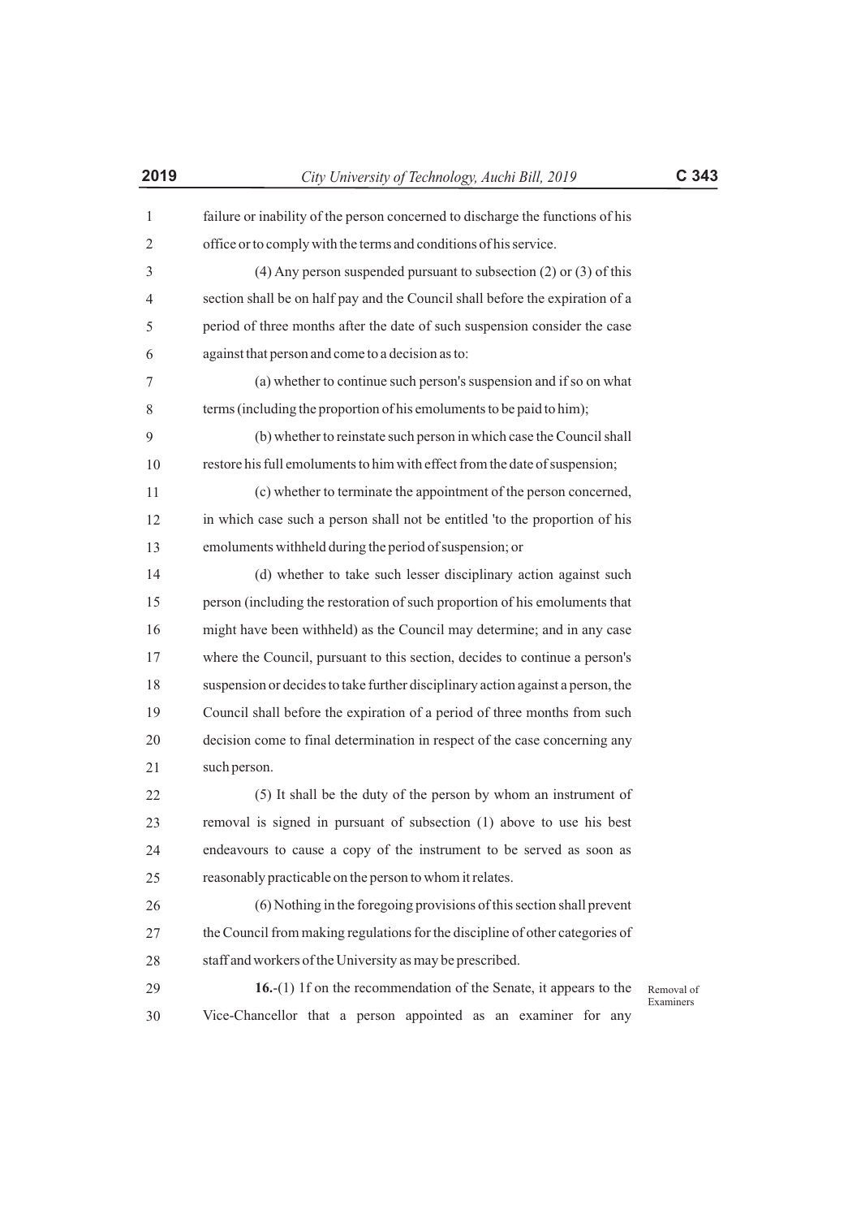failure or inability of the person concerned to discharge the functions of his office or to comply with the terms and conditions of his service.

(4) Any person suspended pursuant to subsection (2) or (3) of this section shall be on half pay and the Council shall before the expiration of a period of three months after the date of such suspension consider the case against that person and come to a decision as to:

(a) whether to continue such person's suspension and if so on what terms (including the proportion of his emoluments to be paid to him);

(b) whether to reinstate such person in which case the Council shall restore his full emoluments to him with effect from the date of suspension;

(c) whether to terminate the appointment of the person concerned, in which case such a person shall not be entitled 'to the proportion of his emoluments withheld during the period of suspension; or

(d) whether to take such lesser disciplinary action against such person (including the restoration of such proportion of his emoluments that might have been withheld) as the Council may determine; and in any case where the Council, pursuant to this section, decides to continue a person's suspension or decides to take further disciplinary action against a person, the Council shall before the expiration of a period of three months from such decision come to final determination in respect of the case concerning any such person.

(5) It shall be the duty of the person by whom an instrument of removal is signed in pursuant of subsection (1) above to use his best endeavours to cause a copy of the instrument to be served as soon as reasonably practicable on the person to whom it relates.

(6) Nothing in the foregoing provisions of this section shall prevent the Council from making regulations for the discipline of other categories of staff and workers of the University as may be prescribed.

Removal of Examiners

**16.**-(1) 1f on the recommendation of the Senate, it appears to the Vice-Chancellor that a person appointed as an examiner for any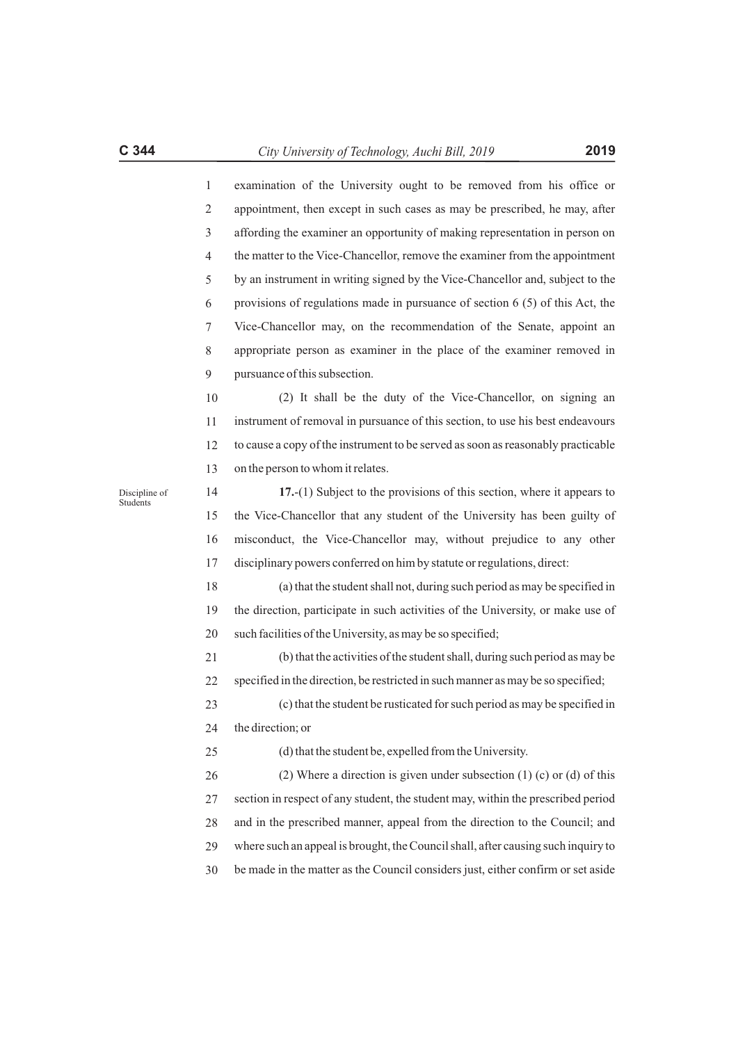examination of the University ought to be removed from his office or appointment, then except in such cases as may be prescribed, he may, after affording the examiner an opportunity of making representation in person on the matter to the Vice-Chancellor, remove the examiner from the appointment by an instrument in writing signed by the Vice-Chancellor and, subject to the provisions of regulations made in pursuance of section 6 (5) of this Act, the Vice-Chancellor may, on the recommendation of the Senate, appoint an appropriate person as examiner in the place of the examiner removed in pursuance of this subsection.

(2) It shall be the duty of the Vice-Chancellor, on signing an instrument of removal in pursuance of this section, to use his best endeavours to cause a copy of the instrument to be served as soon as reasonably practicable on the person to whom it relates.

Discipline of Students

**17.**-(1) Subject to the provisions of this section, where it appears to the Vice-Chancellor that any student of the University has been guilty of misconduct, the Vice-Chancellor may, without prejudice to any other disciplinary powers conferred on him by statute or regulations, direct:

(a) that the student shall not, during such period as may be specified in the direction, participate in such activities of the University, or make use of such facilities of the University, as may be so specified;

(b) that the activities of the student shall, during such period as may be specified in the direction, be restricted in such manner as may be so specified;

(c) that the student be rusticated for such period as may be specified in the direction; or

(d) that the student be, expelled from the University.

(2) Where a direction is given under subsection (1) (c) or (d) of this section in respect of any student, the student may, within the prescribed period and in the prescribed manner, appeal from the direction to the Council; and where such an appeal is brought, the Council shall, after causing such inquiry to be made in the matter as the Council considers just, either confirm or set aside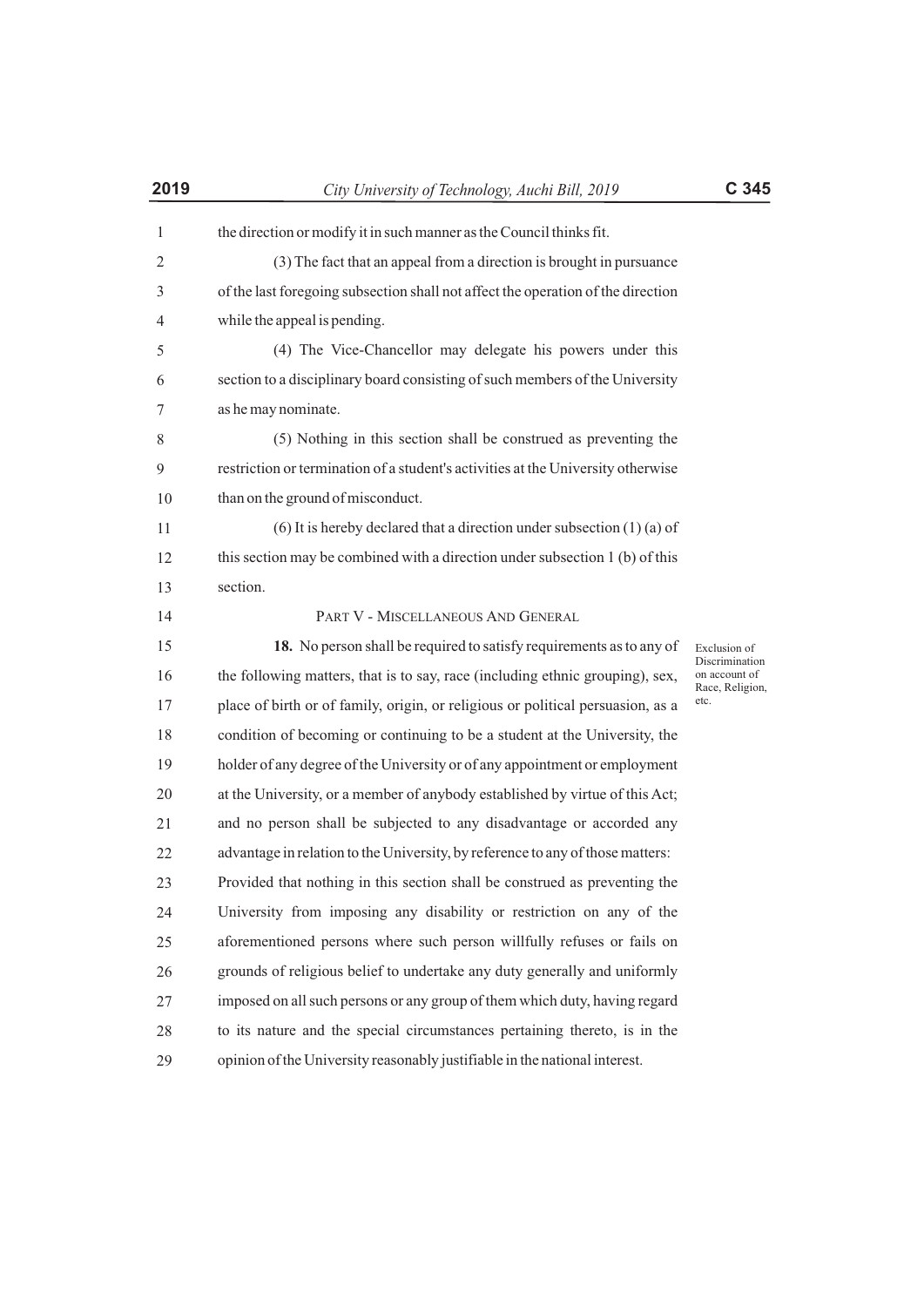the direction or modify it in such manner as the Council thinks fit.

(3) The fact that an appeal from a direction is brought in pursuance of the last foregoing subsection shall not affect the operation of the direction while the appeal is pending.

(4) The Vice-Chancellor may delegate his powers under this section to a disciplinary board consisting of such members of the University as he may nominate.

(5) Nothing in this section shall be construed as preventing the restriction or termination of a student's activities at the University otherwise than on the ground of misconduct.

(6) It is hereby declared that a direction under subsection (1) (a) of this section may be combined with a direction under subsection 1 (b) of this section.

## PART V - MISCELLANEOUS AND GENERAL

*Exclusion of Discrimination on account of Race, Religion, etc.*

**18.** No person shall be required to satisfy requirements as to any of the following matters, that is to say, race (including ethnic grouping), sex, place of birth or of family, origin, or religious or political persuasion, as a condition of becoming or continuing to be a student at the University, the holder of any degree of the University or of any appointment or employment at the University, or a member of anybody established by virtue of this Act; and no person shall be subjected to any disadvantage or accorded any advantage in relation to the University, by reference to any of those matters: Provided that nothing in this section shall be construed as preventing the University from imposing any disability or restriction on any of the aforementioned persons where such person willfully refuses or fails on grounds of religious belief to undertake any duty generally and uniformly imposed on all such persons or any group of them which duty, having regard to its nature and the special circumstances pertaining thereto, is in the opinion of the University reasonably justifiable in the national interest.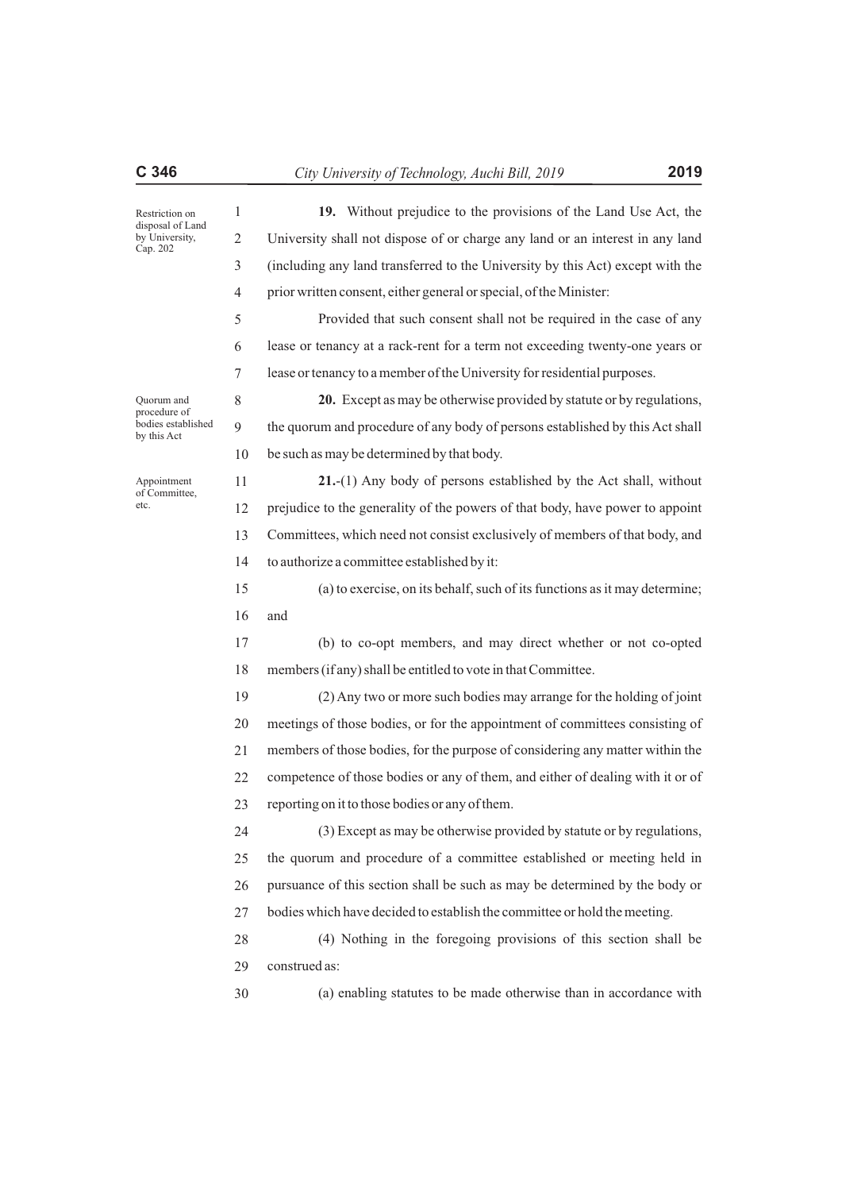Restriction on disposal of Land by University, Cap. 202

**19.** Without prejudice to the provisions of the Land Use Act, the University shall not dispose of or charge any land or an interest in any land (including any land transferred to the University by this Act) except with the prior written consent, either general or special, of the Minister:

Provided that such consent shall not be required in the case of any lease or tenancy at a rack-rent for a term not exceeding twenty-one years or lease or tenancy to a member of the University for residential purposes.

Quorum and procedure of bodies established by this Act

**20.** Except as may be otherwise provided by statute or by regulations, the quorum and procedure of any body of persons established by this Act shall be such as may be determined by that body.

Appointment of Committee, etc.

**21.**-(1) Any body of persons established by the Act shall, without prejudice to the generality of the powers of that body, have power to appoint Committees, which need not consist exclusively of members of that body, and to authorize a committee established by it:

(a) to exercise, on its behalf, such of its functions as it may determine; and

(b) to co-opt members, and may direct whether or not co-opted members (if any) shall be entitled to vote in that Committee.

(2) Any two or more such bodies may arrange for the holding of joint meetings of those bodies, or for the appointment of committees consisting of members of those bodies, for the purpose of considering any matter within the competence of those bodies or any of them, and either of dealing with it or of reporting on it to those bodies or any of them.

(3) Except as may be otherwise provided by statute or by regulations, the quorum and procedure of a committee established or meeting held in pursuance of this section shall be such as may be determined by the body or bodies which have decided to establish the committee or hold the meeting.

(4) Nothing in the foregoing provisions of this section shall be construed as:

(a) enabling statutes to be made otherwise than in accordance with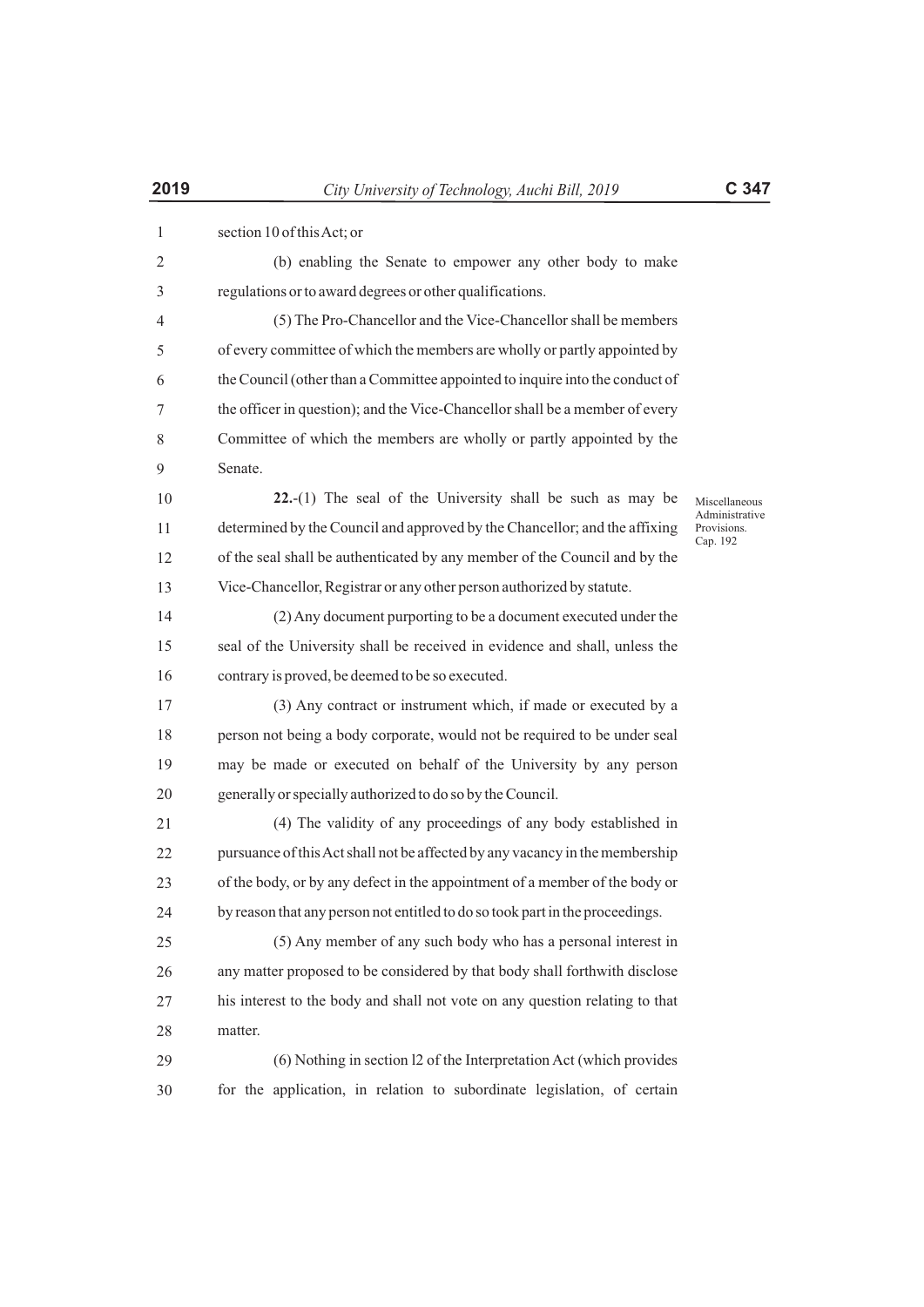section 10 of this Act; or

(b) enabling the Senate to empower any other body to make regulations or to award degrees or other qualifications.

(5) The Pro-Chancellor and the Vice-Chancellor shall be members of every committee of which the members are wholly or partly appointed by the Council (other than a Committee appointed to inquire into the conduct of the officer in question); and the Vice-Chancellor shall be a member of every Committee of which the members are wholly or partly appointed by the Senate.

Miscellaneous Administrative Provisions. Cap. 192

**22.**-(1) The seal of the University shall be such as may be determined by the Council and approved by the Chancellor; and the affixing of the seal shall be authenticated by any member of the Council and by the Vice-Chancellor, Registrar or any other person authorized by statute.

(2) Any document purporting to be a document executed under the seal of the University shall be received in evidence and shall, unless the contrary is proved, be deemed to be so executed.

(3) Any contract or instrument which, if made or executed by a person not being a body corporate, would not be required to be under seal may be made or executed on behalf of the University by any person generally or specially authorized to do so by the Council.

(4) The validity of any proceedings of any body established in pursuance of this Act shall not be affected by any vacancy in the membership of the body, or by any defect in the appointment of a member of the body or by reason that any person not entitled to do so took part in the proceedings.

(5) Any member of any such body who has a personal interest in any matter proposed to be considered by that body shall forthwith disclose his interest to the body and shall not vote on any question relating to that matter.

(6) Nothing in section l2 of the Interpretation Act (which provides for the application, in relation to subordinate legislation, of certain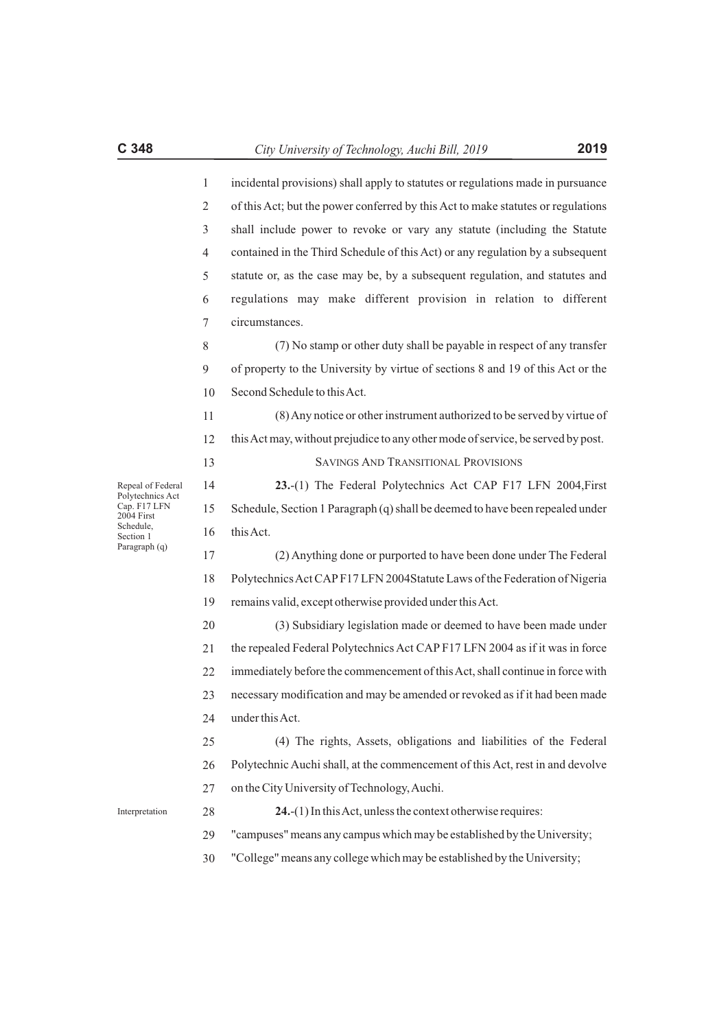incidental provisions) shall apply to statutes or regulations made in pursuance of this Act; but the power conferred by this Act to make statutes or regulations shall include power to revoke or vary any statute (including the Statute contained in the Third Schedule of this Act) or any regulation by a subsequent statute or, as the case may be, by a subsequent regulation, and statutes and regulations may make different provision in relation to different circumstances.

(7) No stamp or other duty shall be payable in respect of any transfer of property to the University by virtue of sections 8 and 19 of this Act or the Second Schedule to this Act.

(8) Any notice or other instrument authorized to be served by virtue of this Act may, without prejudice to any other mode of service, be served by post.

## SAVINGS AND TRANSITIONAL PROVISIONS

*Repeal of Federal Polytechnics Act Cap. F17 LFN 2004 First Schedule, Section 1 Paragraph (q)*

**23.**-(1) The Federal Polytechnics Act CAP F17 LFN 2004,First Schedule, Section 1 Paragraph (q) shall be deemed to have been repealed under this Act.

(2) Anything done or purported to have been done under The Federal Polytechnics Act CAP F17 LFN 2004Statute Laws of the Federation of Nigeria remains valid, except otherwise provided under this Act.

(3) Subsidiary legislation made or deemed to have been made under the repealed Federal Polytechnics Act CAP F17 LFN 2004 as if it was in force immediately before the commencement of this Act, shall continue in force with necessary modification and may be amended or revoked as if it had been made under this Act.

(4) The rights, Assets, obligations and liabilities of the Federal Polytechnic Auchi shall, at the commencement of this Act, rest in and devolve on the City University of Technology, Auchi.

*Interpretation*

**24.**-(1) In this Act, unless the context otherwise requires:

"campuses" means any campus which may be established by the University;

"College" means any college which may be established by the University;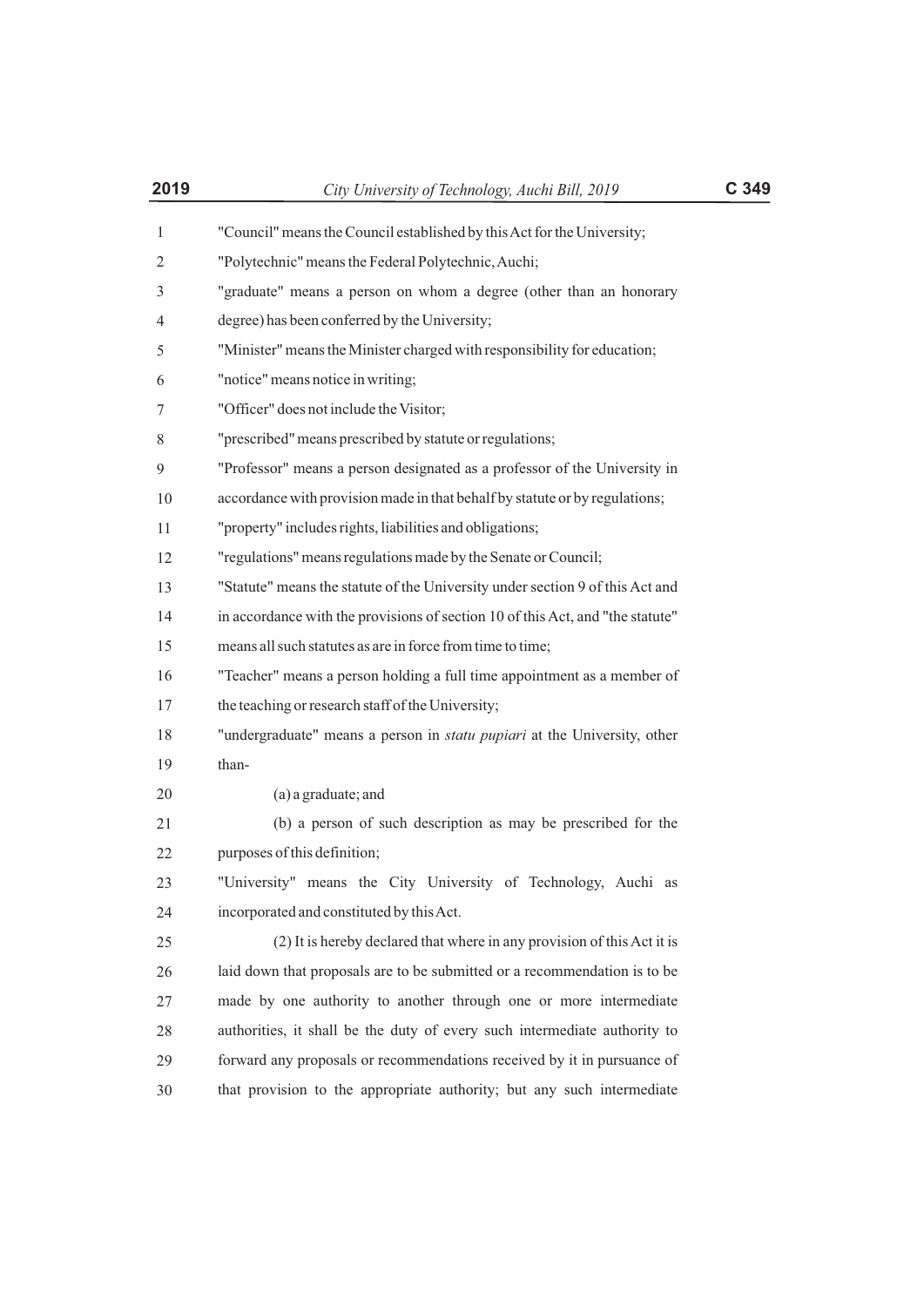"Council" means the Council established by this Act for the University;

"Polytechnic" means the Federal Polytechnic, Auchi;

"graduate" means a person on whom a degree (other than an honorary degree) has been conferred by the University;

"Minister" means the Minister charged with responsibility for education;

"notice" means notice in writing;

"Officer" does not include the Visitor;

"prescribed" means prescribed by statute or regulations;

"Professor" means a person designated as a professor of the University in accordance with provision made in that behalf by statute or by regulations;

"property" includes rights, liabilities and obligations;

"regulations" means regulations made by the Senate or Council;

"Statute" means the statute of the University under section 9 of this Act and in accordance with the provisions of section 10 of this Act, and "the statute" means all such statutes as are in force from time to time;

"Teacher" means a person holding a full time appointment as a member of the teaching or research staff of the University;

"undergraduate" means a person in *statu pupiari* at the University, other than-

(a) a graduate; and

(b) a person of such description as may be prescribed for the purposes of this definition;

"University" means the City University of Technology, Auchi as incorporated and constituted by this Act.

(2) It is hereby declared that where in any provision of this Act it is laid down that proposals are to be submitted or a recommendation is to be made by one authority to another through one or more intermediate authorities, it shall be the duty of every such intermediate authority to forward any proposals or recommendations received by it in pursuance of that provision to the appropriate authority; but any such intermediate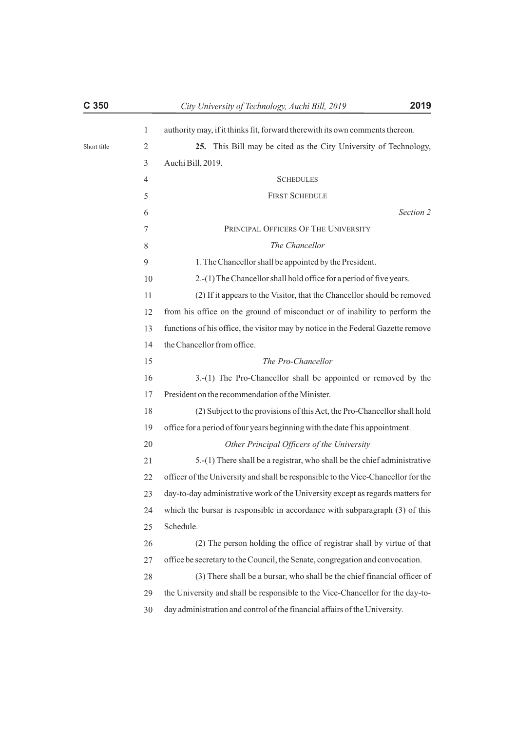authority may, if it thinks fit, forward therewith its own comments thereon.

Short title

**25.** This Bill may be cited as the City University of Technology, Auchi Bill, 2019.

## SCHEDULES

### FIRST SCHEDULE

*Section 2*

### PRINCIPAL OFFICERS OF THE UNIVERSITY

*The Chancellor*

1. The Chancellor shall be appointed by the President.

2.-(1) The Chancellor shall hold office for a period of five years.

(2) If it appears to the Visitor, that the Chancellor should be removed from his office on the ground of misconduct or of inability to perform the functions of his office, the visitor may by notice in the Federal Gazette remove the Chancellor from office.

*The Pro-Chancellor*

3.-(1) The Pro-Chancellor shall be appointed or removed by the President on the recommendation of the Minister.

(2) Subject to the provisions of this Act, the Pro-Chancellor shall hold office for a period of four years beginning with the date f his appointment.

*Other Principal Officers of the University*

5.-(1) There shall be a registrar, who shall be the chief administrative officer of the University and shall be responsible to the Vice-Chancellor for the day-to-day administrative work of the University except as regards matters for which the bursar is responsible in accordance with subparagraph (3) of this Schedule.

(2) The person holding the office of registrar shall by virtue of that office be secretary to the Council, the Senate, congregation and convocation.

(3) There shall be a bursar, who shall be the chief financial officer of the University and shall be responsible to the Vice-Chancellor for the day-to-day administration and control of the financial affairs of the University.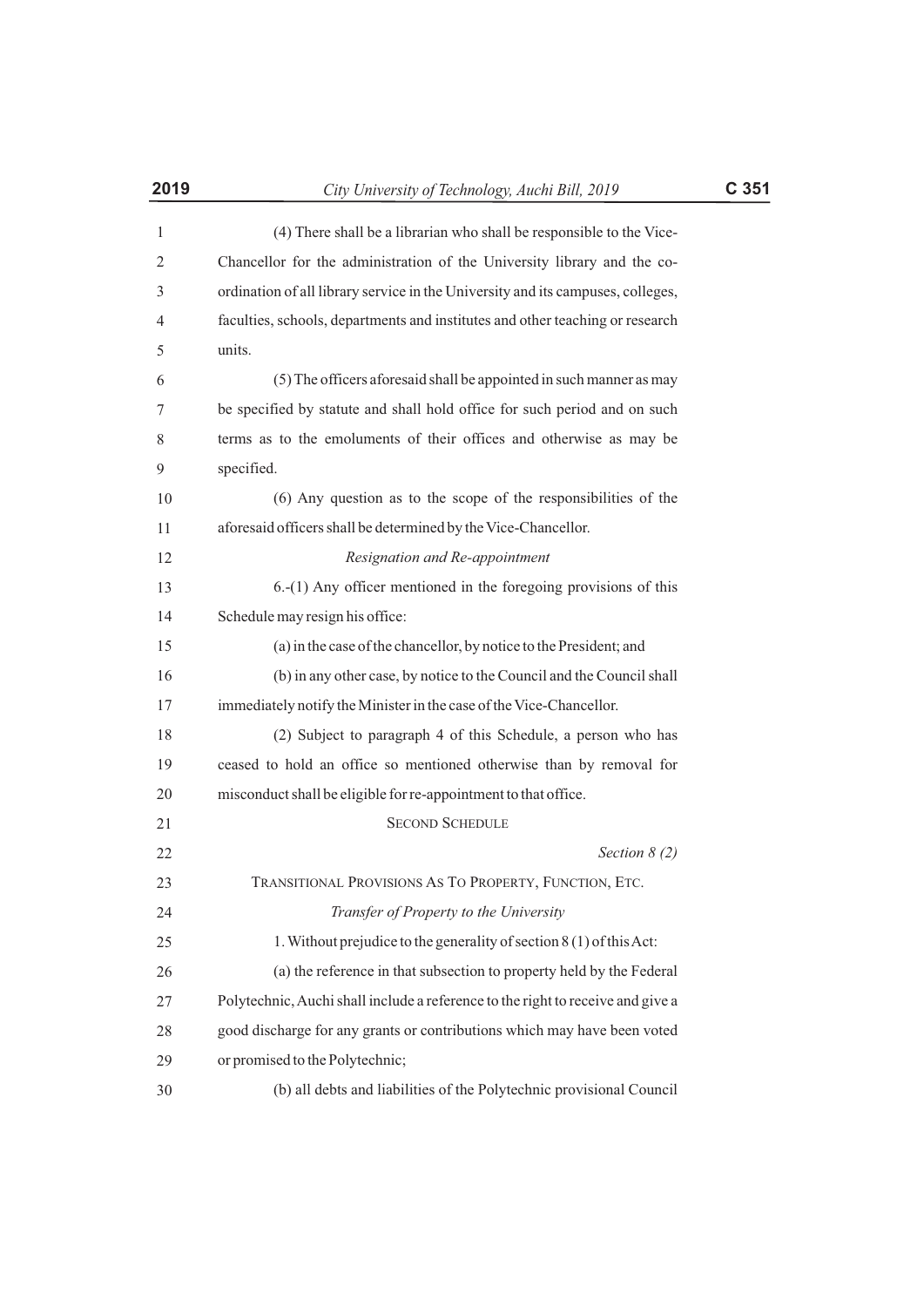(4) There shall be a librarian who shall be responsible to the Vice-Chancellor for the administration of the University library and the co-ordination of all library service in the University and its campuses, colleges, faculties, schools, departments and institutes and other teaching or research units.

(5) The officers aforesaid shall be appointed in such manner as may be specified by statute and shall hold office for such period and on such terms as to the emoluments of their offices and otherwise as may be specified.

(6) Any question as to the scope of the responsibilities of the aforesaid officers shall be determined by the Vice-Chancellor.

*Resignation and Re-appointment*

6.-(1) Any officer mentioned in the foregoing provisions of this Schedule may resign his office:

(a) in the case of the chancellor, by notice to the President; and

(b) in any other case, by notice to the Council and the Council shall immediately notify the Minister in the case of the Vice-Chancellor.

(2) Subject to paragraph 4 of this Schedule, a person who has ceased to hold an office so mentioned otherwise than by removal for misconduct shall be eligible for re-appointment to that office.

## SECOND SCHEDULE

*Section 8 (2)*

### TRANSITIONAL PROVISIONS AS TO PROPERTY, FUNCTION, ETC.

*Transfer of Property to the University*

1. Without prejudice to the generality of section 8 (1) of this Act:

(a) the reference in that subsection to property held by the Federal Polytechnic, Auchi shall include a reference to the right to receive and give a good discharge for any grants or contributions which may have been voted or promised to the Polytechnic;

(b) all debts and liabilities of the Polytechnic provisional Council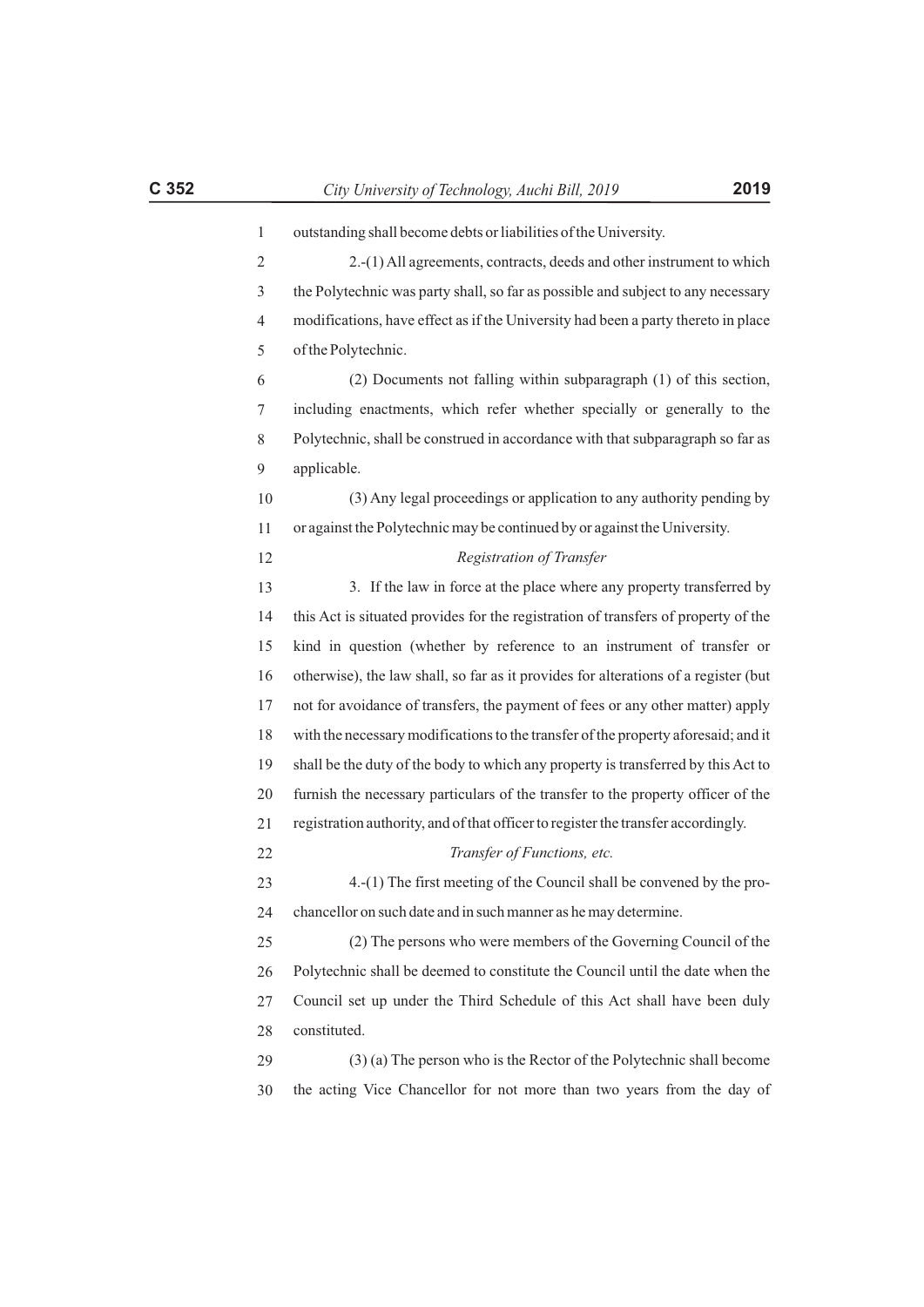outstanding shall become debts or liabilities of the University.

2.-(1) All agreements, contracts, deeds and other instrument to which the Polytechnic was party shall, so far as possible and subject to any necessary modifications, have effect as if the University had been a party thereto in place of the Polytechnic.

(2) Documents not falling within subparagraph (1) of this section, including enactments, which refer whether specially or generally to the Polytechnic, shall be construed in accordance with that subparagraph so far as applicable.

(3) Any legal proceedings or application to any authority pending by or against the Polytechnic may be continued by or against the University.

*Registration of Transfer*

3. If the law in force at the place where any property transferred by this Act is situated provides for the registration of transfers of property of the kind in question (whether by reference to an instrument of transfer or otherwise), the law shall, so far as it provides for alterations of a register (but not for avoidance of transfers, the payment of fees or any other matter) apply with the necessary modifications to the transfer of the property aforesaid; and it shall be the duty of the body to which any property is transferred by this Act to furnish the necessary particulars of the transfer to the property officer of the registration authority, and of that officer to register the transfer accordingly.

*Transfer of Functions, etc.*

4.-(1) The first meeting of the Council shall be convened by the pro-chancellor on such date and in such manner as he may determine.

(2) The persons who were members of the Governing Council of the Polytechnic shall be deemed to constitute the Council until the date when the Council set up under the Third Schedule of this Act shall have been duly constituted.

(3) (a) The person who is the Rector of the Polytechnic shall become the acting Vice Chancellor for not more than two years from the day of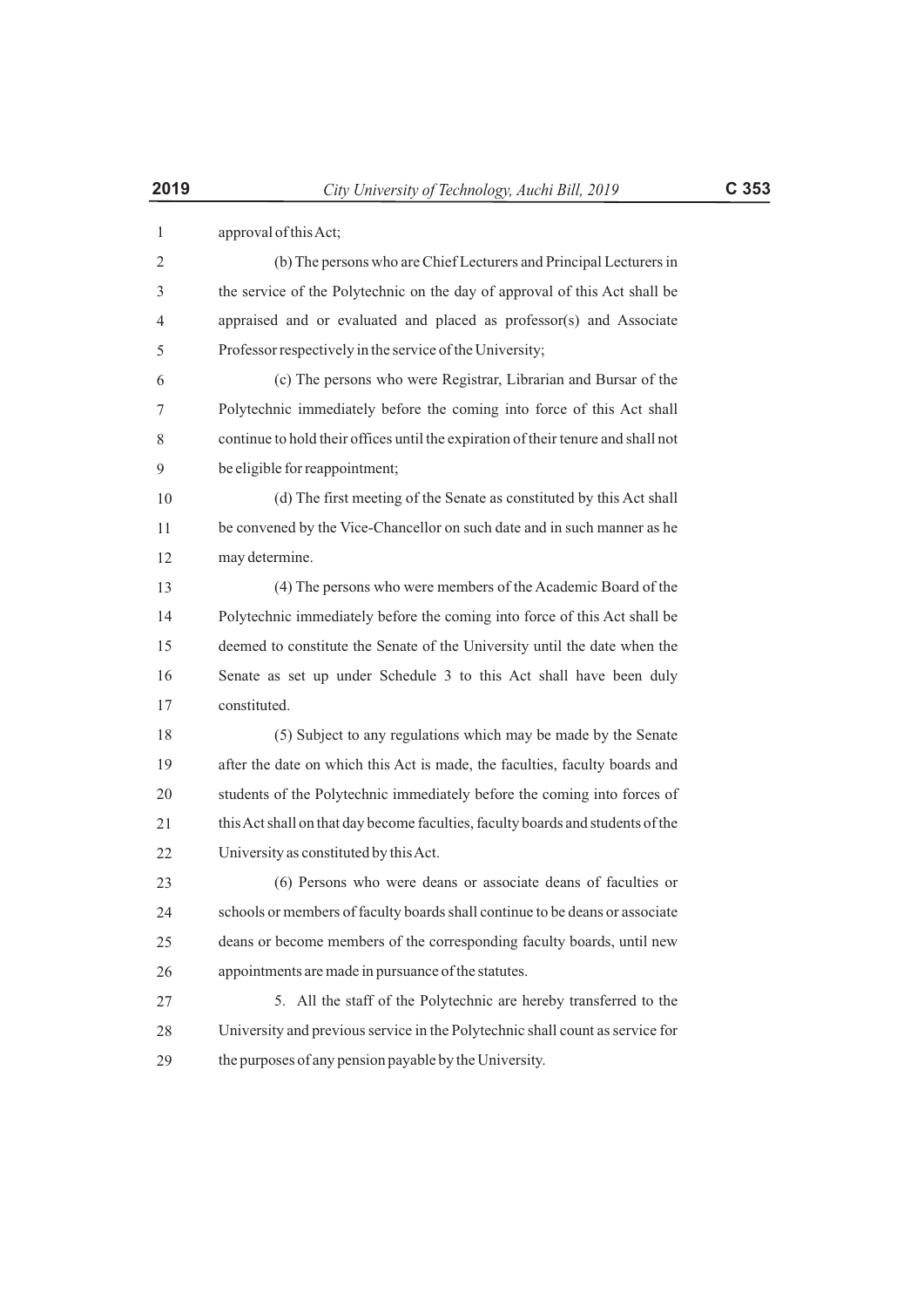approval of this Act;

(b) The persons who are Chief Lecturers and Principal Lecturers in the service of the Polytechnic on the day of approval of this Act shall be appraised and or evaluated and placed as professor(s) and Associate Professor respectively in the service of the University;

(c) The persons who were Registrar, Librarian and Bursar of the Polytechnic immediately before the coming into force of this Act shall continue to hold their offices until the expiration of their tenure and shall not be eligible for reappointment;

(d) The first meeting of the Senate as constituted by this Act shall be convened by the Vice-Chancellor on such date and in such manner as he may determine.

(4) The persons who were members of the Academic Board of the Polytechnic immediately before the coming into force of this Act shall be deemed to constitute the Senate of the University until the date when the Senate as set up under Schedule 3 to this Act shall have been duly constituted.

(5) Subject to any regulations which may be made by the Senate after the date on which this Act is made, the faculties, faculty boards and students of the Polytechnic immediately before the coming into forces of this Act shall on that day become faculties, faculty boards and students of the University as constituted by this Act.

(6) Persons who were deans or associate deans of faculties or schools or members of faculty boards shall continue to be deans or associate deans or become members of the corresponding faculty boards, until new appointments are made in pursuance of the statutes.

5. All the staff of the Polytechnic are hereby transferred to the University and previous service in the Polytechnic shall count as service for the purposes of any pension payable by the University.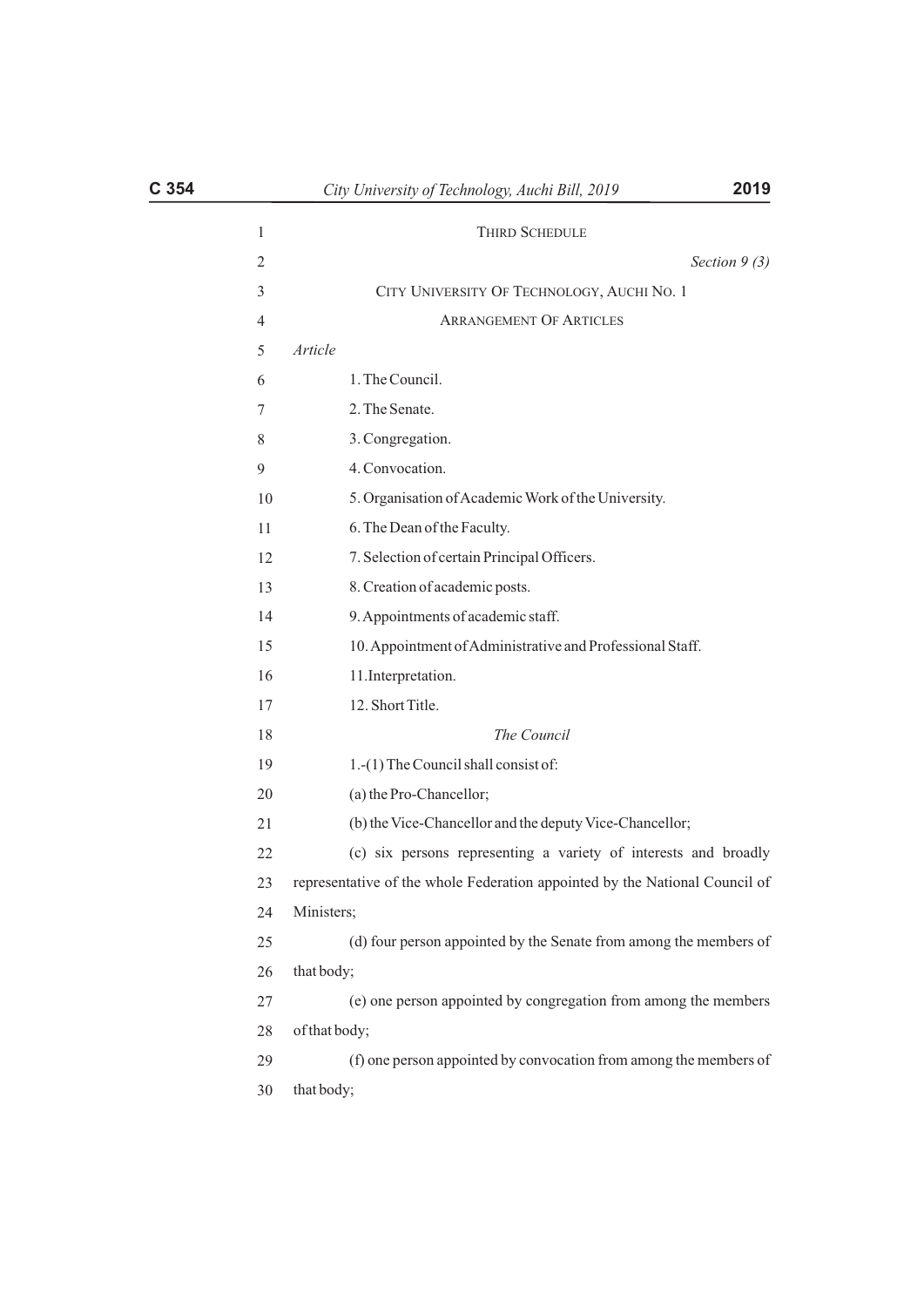# THIRD SCHEDULE

*Section 9 (3)*

## CITY UNIVERSITY OF TECHNOLOGY, AUCHI NO. 1

### ARRANGEMENT OF ARTICLES

*Article*

1. The Council.
2. The Senate.
3. Congregation.
4. Convocation.
5. Organisation of Academic Work of the University.
6. The Dean of the Faculty.
7. Selection of certain Principal Officers.
8. Creation of academic posts.
9. Appointments of academic staff.
10. Appointment of Administrative and Professional Staff.
11. Interpretation.
12. Short Title.

*The Council*

1.-(1) The Council shall consist of:

(a) the Pro-Chancellor;

(b) the Vice-Chancellor and the deputy Vice-Chancellor;

(c) six persons representing a variety of interests and broadly representative of the whole Federation appointed by the National Council of Ministers;

(d) four person appointed by the Senate from among the members of that body;

(e) one person appointed by congregation from among the members of that body;

(f) one person appointed by convocation from among the members of that body;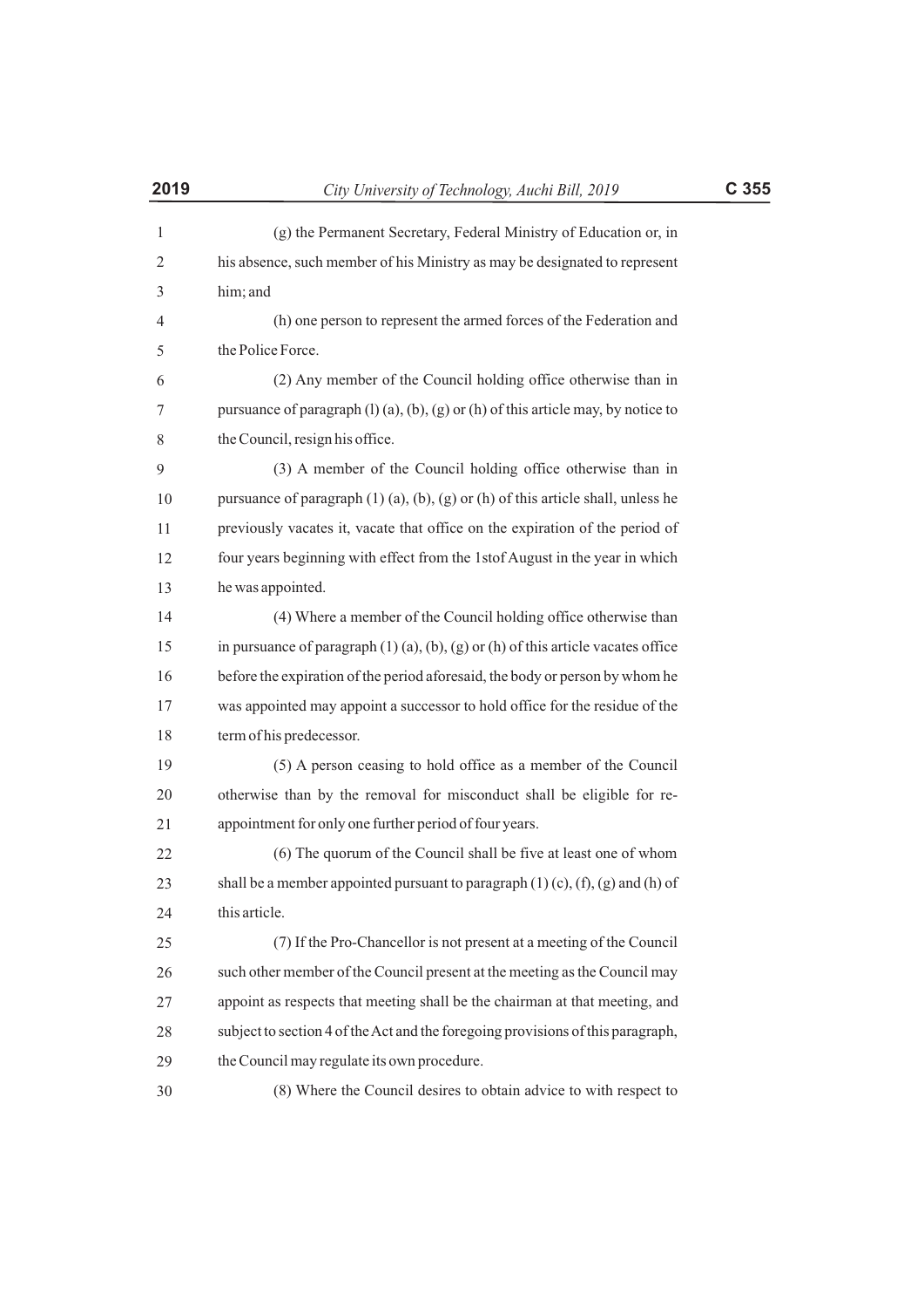(g) the Permanent Secretary, Federal Ministry of Education or, in his absence, such member of his Ministry as may be designated to represent him; and

(h) one person to represent the armed forces of the Federation and the Police Force.

(2) Any member of the Council holding office otherwise than in pursuance of paragraph (l) (a), (b), (g) or (h) of this article may, by notice to the Council, resign his office.

(3) A member of the Council holding office otherwise than in pursuance of paragraph (1) (a), (b), (g) or (h) of this article shall, unless he previously vacates it, vacate that office on the expiration of the period of four years beginning with effect from the 1stof August in the year in which he was appointed.

(4) Where a member of the Council holding office otherwise than in pursuance of paragraph (1) (a), (b), (g) or (h) of this article vacates office before the expiration of the period aforesaid, the body or person by whom he was appointed may appoint a successor to hold office for the residue of the term of his predecessor.

(5) A person ceasing to hold office as a member of the Council otherwise than by the removal for misconduct shall be eligible for re-appointment for only one further period of four years.

(6) The quorum of the Council shall be five at least one of whom shall be a member appointed pursuant to paragraph (1) (c), (f), (g) and (h) of this article.

(7) If the Pro-Chancellor is not present at a meeting of the Council such other member of the Council present at the meeting as the Council may appoint as respects that meeting shall be the chairman at that meeting, and subject to section 4 of the Act and the foregoing provisions of this paragraph, the Council may regulate its own procedure.

(8) Where the Council desires to obtain advice to with respect to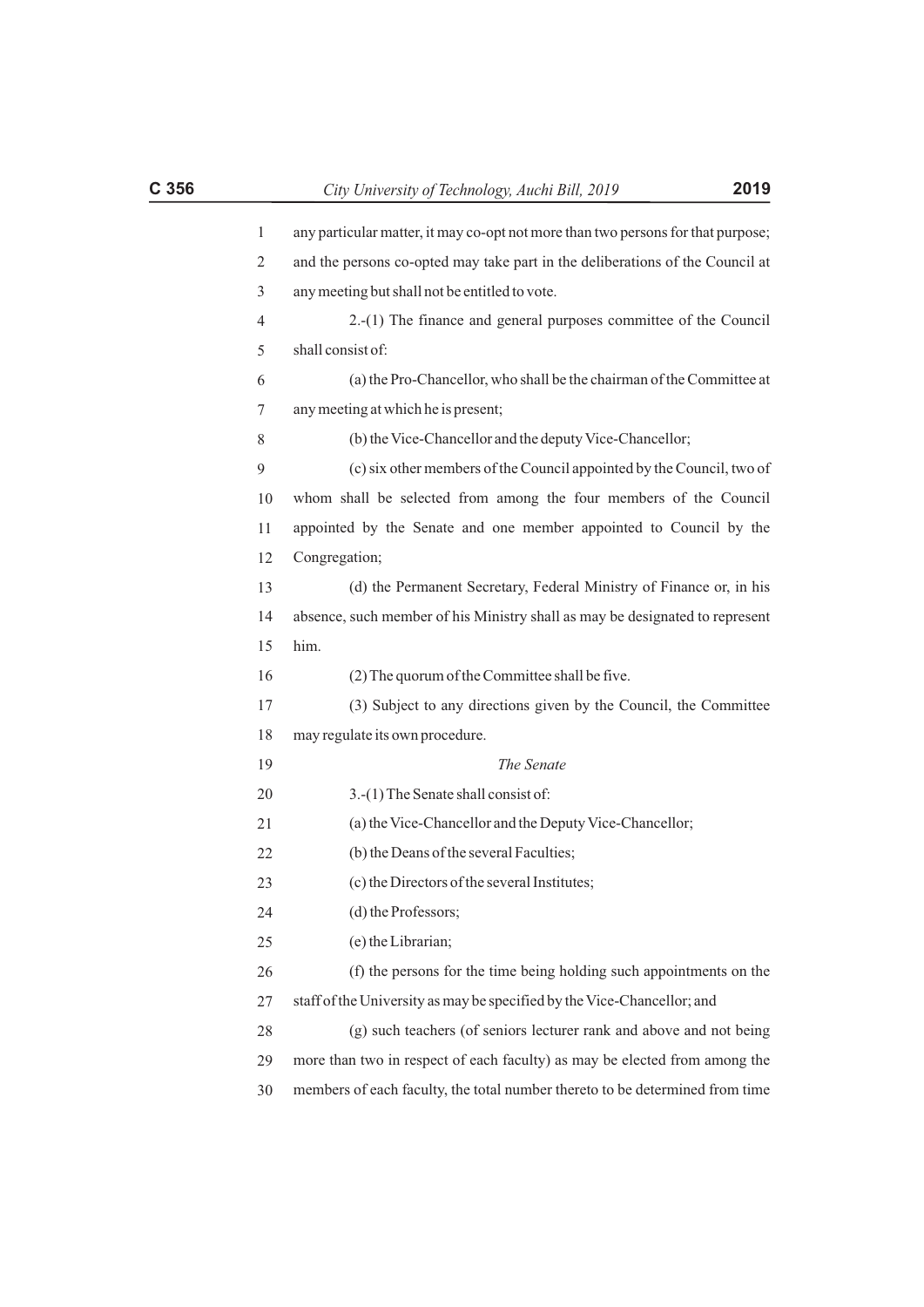any particular matter, it may co-opt not more than two persons for that purpose; and the persons co-opted may take part in the deliberations of the Council at any meeting but shall not be entitled to vote.

2.-(1) The finance and general purposes committee of the Council shall consist of:

(a) the Pro-Chancellor, who shall be the chairman of the Committee at any meeting at which he is present;

(b) the Vice-Chancellor and the deputy Vice-Chancellor;

(c) six other members of the Council appointed by the Council, two of whom shall be selected from among the four members of the Council appointed by the Senate and one member appointed to Council by the Congregation;

(d) the Permanent Secretary, Federal Ministry of Finance or, in his absence, such member of his Ministry shall as may be designated to represent him.

(2) The quorum of the Committee shall be five.

(3) Subject to any directions given by the Council, the Committee may regulate its own procedure.

*The Senate*

3.-(1) The Senate shall consist of:

(a) the Vice-Chancellor and the Deputy Vice-Chancellor;

(b) the Deans of the several Faculties;

(c) the Directors of the several Institutes;

(d) the Professors;

(e) the Librarian;

(f) the persons for the time being holding such appointments on the staff of the University as may be specified by the Vice-Chancellor; and

(g) such teachers (of seniors lecturer rank and above and not being more than two in respect of each faculty) as may be elected from among the members of each faculty, the total number thereto to be determined from time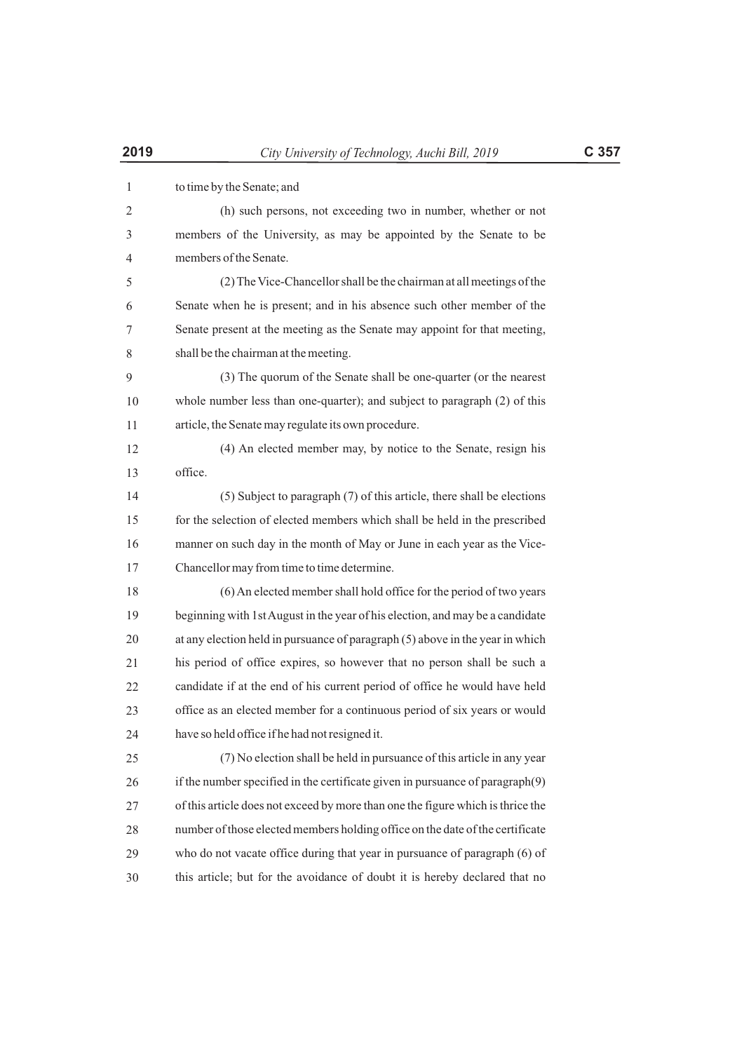to time by the Senate; and

(h) such persons, not exceeding two in number, whether or not members of the University, as may be appointed by the Senate to be members of the Senate.

(2) The Vice-Chancellor shall be the chairman at all meetings of the Senate when he is present; and in his absence such other member of the Senate present at the meeting as the Senate may appoint for that meeting, shall be the chairman at the meeting.

(3) The quorum of the Senate shall be one-quarter (or the nearest whole number less than one-quarter); and subject to paragraph (2) of this article, the Senate may regulate its own procedure.

(4) An elected member may, by notice to the Senate, resign his office.

(5) Subject to paragraph (7) of this article, there shall be elections for the selection of elected members which shall be held in the prescribed manner on such day in the month of May or June in each year as the Vice-Chancellor may from time to time determine.

(6) An elected member shall hold office for the period of two years beginning with 1st August in the year of his election, and may be a candidate at any election held in pursuance of paragraph (5) above in the year in which his period of office expires, so however that no person shall be such a candidate if at the end of his current period of office he would have held office as an elected member for a continuous period of six years or would have so held office if he had not resigned it.

(7) No election shall be held in pursuance of this article in any year if the number specified in the certificate given in pursuance of paragraph(9) of this article does not exceed by more than one the figure which is thrice the number of those elected members holding office on the date of the certificate who do not vacate office during that year in pursuance of paragraph (6) of this article; but for the avoidance of doubt it is hereby declared that no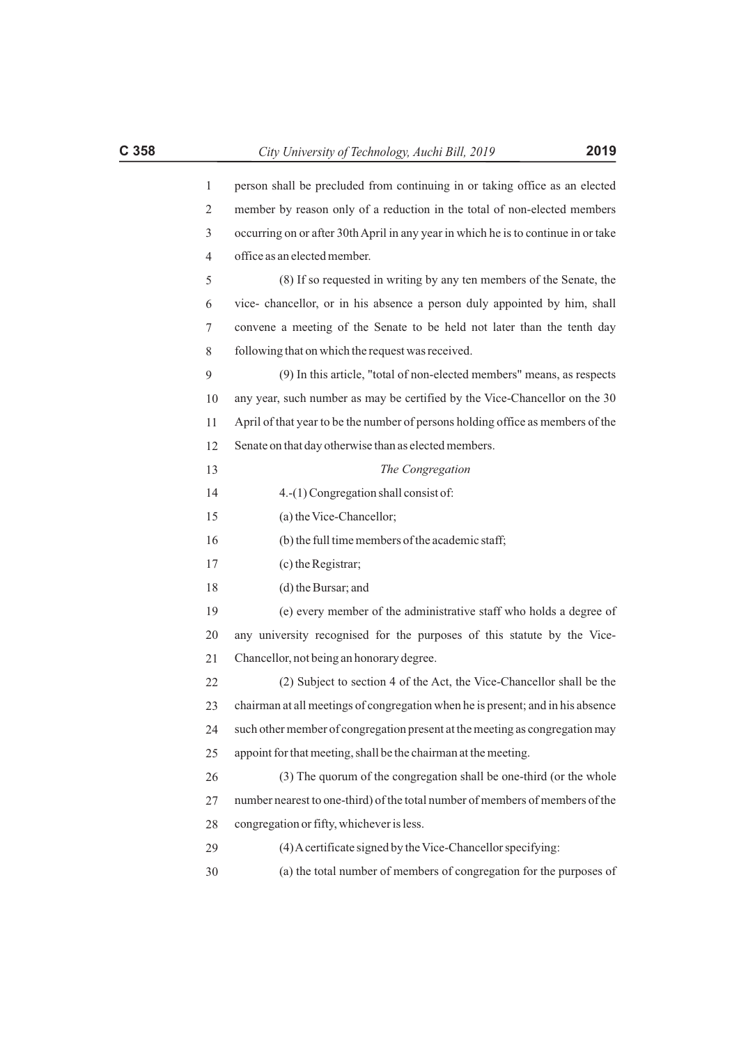person shall be precluded from continuing in or taking office as an elected member by reason only of a reduction in the total of non-elected members occurring on or after 30th April in any year in which he is to continue in or take office as an elected member.

(8) If so requested in writing by any ten members of the Senate, the vice- chancellor, or in his absence a person duly appointed by him, shall convene a meeting of the Senate to be held not later than the tenth day following that on which the request was received.

(9) In this article, "total of non-elected members" means, as respects any year, such number as may be certified by the Vice-Chancellor on the 30 April of that year to be the number of persons holding office as members of the Senate on that day otherwise than as elected members.

*The Congregation*

4.-(1) Congregation shall consist of:

(a) the Vice-Chancellor;

(b) the full time members of the academic staff;

(c) the Registrar;

(d) the Bursar; and

(e) every member of the administrative staff who holds a degree of any university recognised for the purposes of this statute by the Vice-Chancellor, not being an honorary degree.

(2) Subject to section 4 of the Act, the Vice-Chancellor shall be the chairman at all meetings of congregation when he is present; and in his absence such other member of congregation present at the meeting as congregation may appoint for that meeting, shall be the chairman at the meeting.

(3) The quorum of the congregation shall be one-third (or the whole number nearest to one-third) of the total number of members of members of the congregation or fifty, whichever is less.

(4) A certificate signed by the Vice-Chancellor specifying:

(a) the total number of members of congregation for the purposes of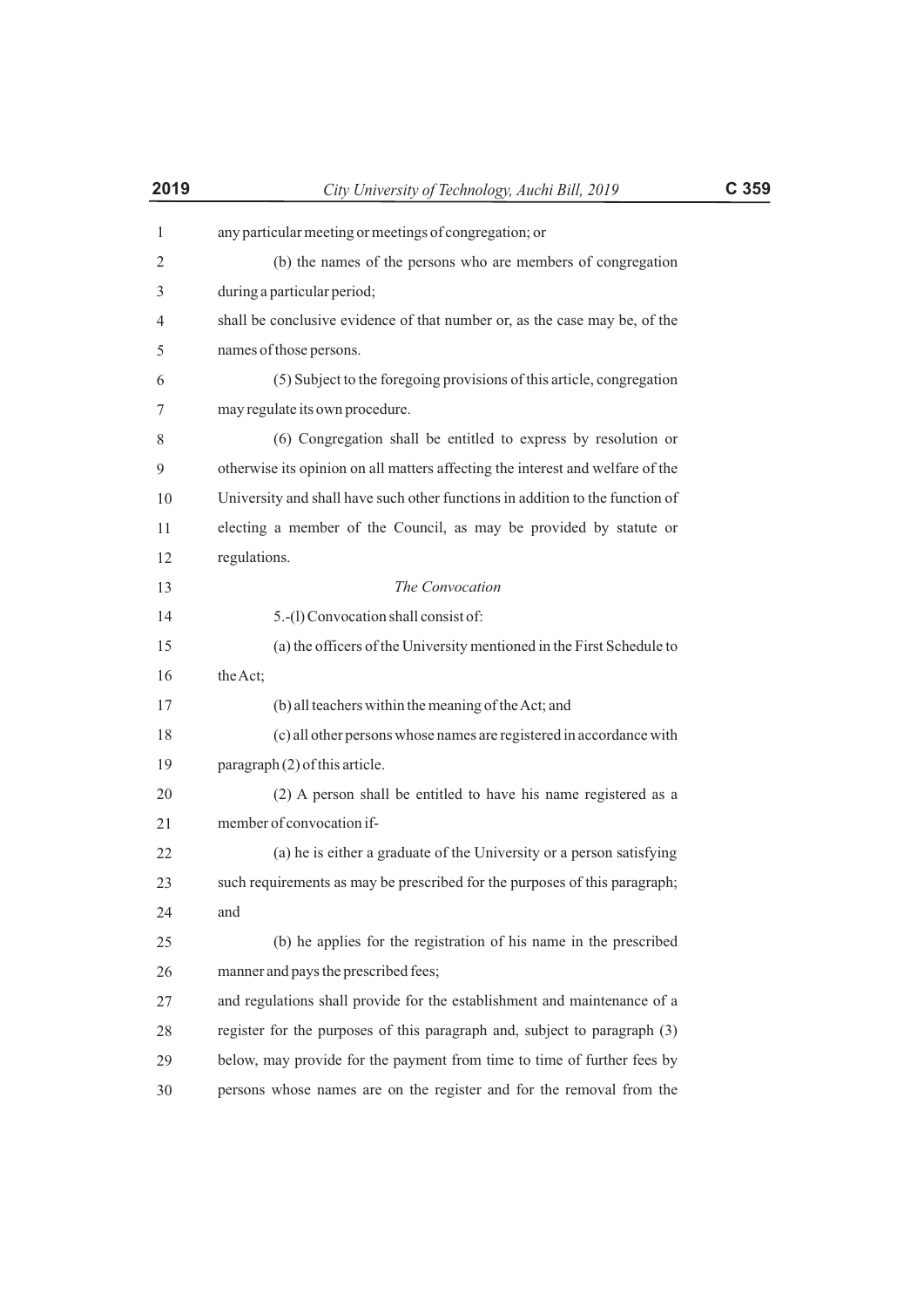any particular meeting or meetings of congregation; or

(b) the names of the persons who are members of congregation during a particular period;

shall be conclusive evidence of that number or, as the case may be, of the names of those persons.

(5) Subject to the foregoing provisions of this article, congregation may regulate its own procedure.

(6) Congregation shall be entitled to express by resolution or otherwise its opinion on all matters affecting the interest and welfare of the University and shall have such other functions in addition to the function of electing a member of the Council, as may be provided by statute or regulations.

*The Convocation*

5.-(l) Convocation shall consist of:

(a) the officers of the University mentioned in the First Schedule to the Act;

(b) all teachers within the meaning of the Act; and

(c) all other persons whose names are registered in accordance with paragraph (2) of this article.

(2) A person shall be entitled to have his name registered as a member of convocation if-

(a) he is either a graduate of the University or a person satisfying such requirements as may be prescribed for the purposes of this paragraph; and

(b) he applies for the registration of his name in the prescribed manner and pays the prescribed fees;

and regulations shall provide for the establishment and maintenance of a register for the purposes of this paragraph and, subject to paragraph (3) below, may provide for the payment from time to time of further fees by persons whose names are on the register and for the removal from the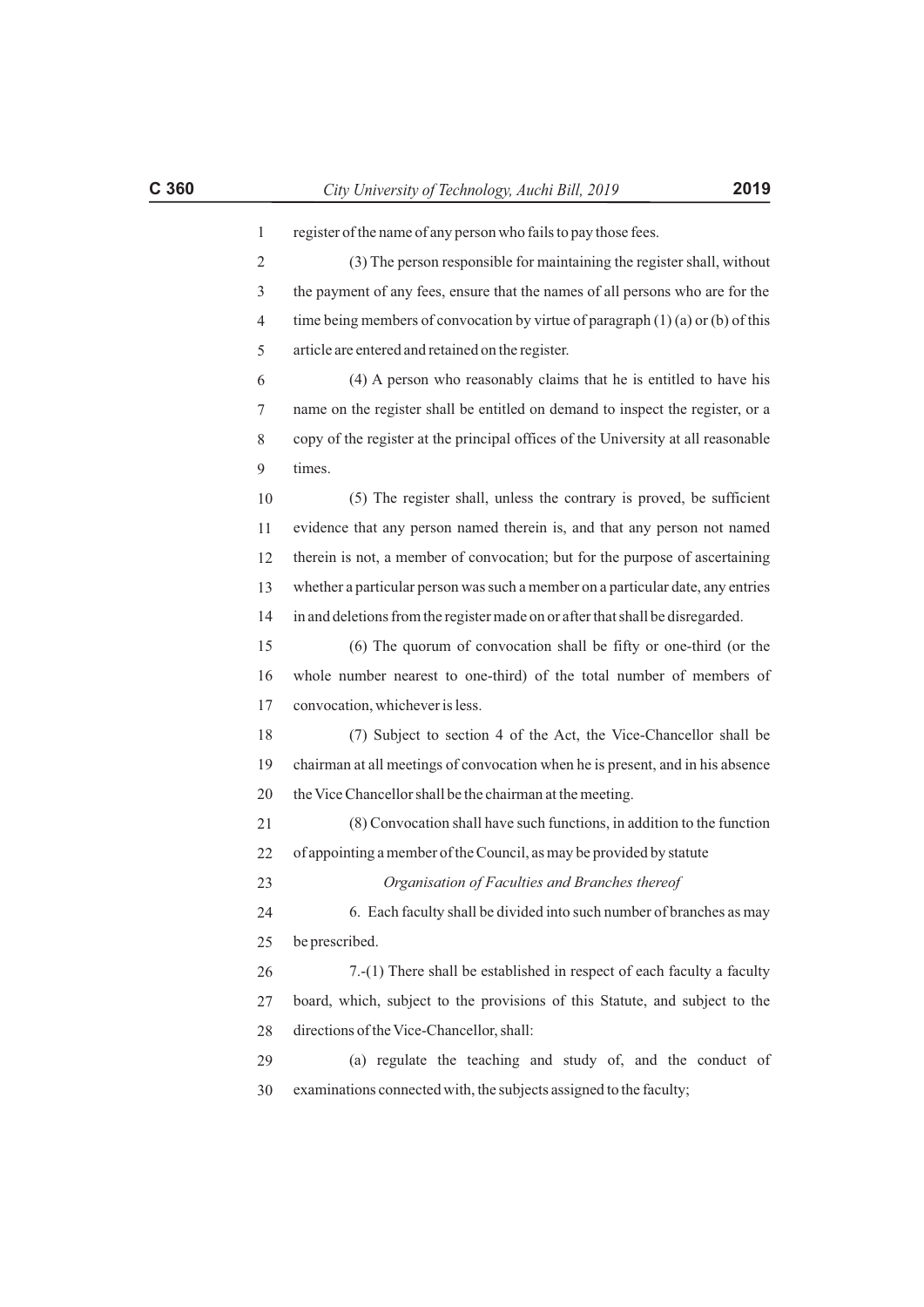register of the name of any person who fails to pay those fees.

(3) The person responsible for maintaining the register shall, without the payment of any fees, ensure that the names of all persons who are for the time being members of convocation by virtue of paragraph (1) (a) or (b) of this article are entered and retained on the register.

(4) A person who reasonably claims that he is entitled to have his name on the register shall be entitled on demand to inspect the register, or a copy of the register at the principal offices of the University at all reasonable times.

(5) The register shall, unless the contrary is proved, be sufficient evidence that any person named therein is, and that any person not named therein is not, a member of convocation; but for the purpose of ascertaining whether a particular person was such a member on a particular date, any entries in and deletions from the register made on or after that shall be disregarded.

(6) The quorum of convocation shall be fifty or one-third (or the whole number nearest to one-third) of the total number of members of convocation, whichever is less.

(7) Subject to section 4 of the Act, the Vice-Chancellor shall be chairman at all meetings of convocation when he is present, and in his absence the Vice Chancellor shall be the chairman at the meeting.

(8) Convocation shall have such functions, in addition to the function of appointing a member of the Council, as may be provided by statute

*Organisation of Faculties and Branches thereof*

6. Each faculty shall be divided into such number of branches as may be prescribed.

7.-(1) There shall be established in respect of each faculty a faculty board, which, subject to the provisions of this Statute, and subject to the directions of the Vice-Chancellor, shall:

(a) regulate the teaching and study of, and the conduct of examinations connected with, the subjects assigned to the faculty;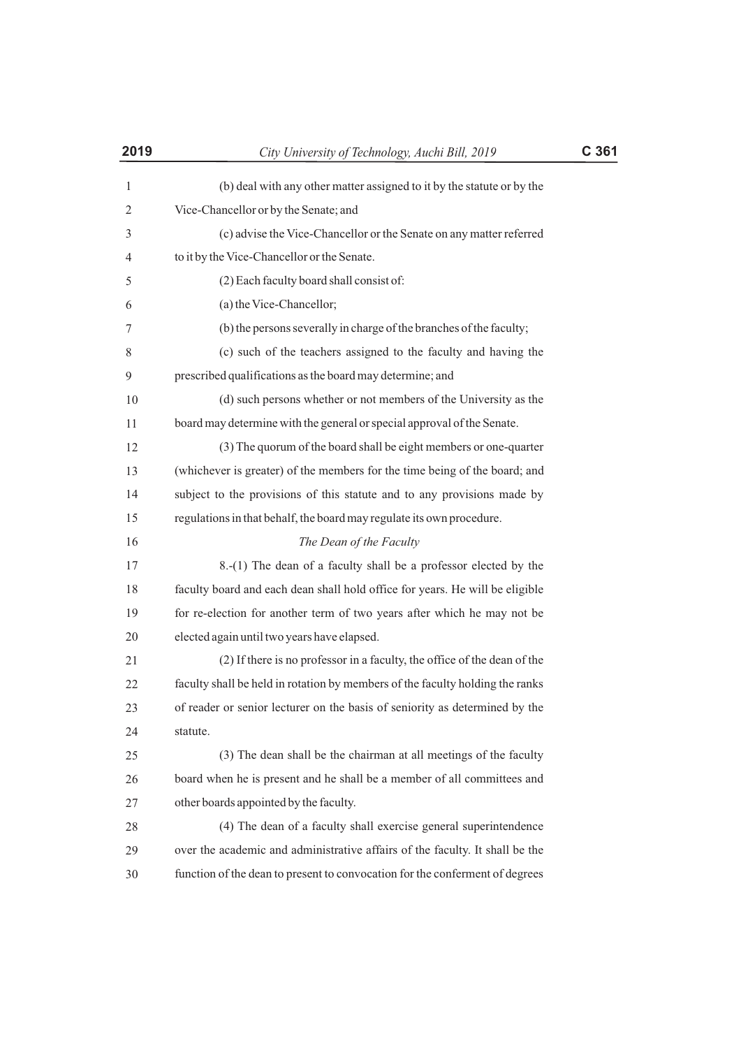(b) deal with any other matter assigned to it by the statute or by the Vice-Chancellor or by the Senate; and

(c) advise the Vice-Chancellor or the Senate on any matter referred to it by the Vice-Chancellor or the Senate.

(2) Each faculty board shall consist of:

(a) the Vice-Chancellor;

(b) the persons severally in charge of the branches of the faculty;

(c) such of the teachers assigned to the faculty and having the prescribed qualifications as the board may determine; and

(d) such persons whether or not members of the University as the board may determine with the general or special approval of the Senate.

(3) The quorum of the board shall be eight members or one-quarter (whichever is greater) of the members for the time being of the board; and subject to the provisions of this statute and to any provisions made by regulations in that behalf, the board may regulate its own procedure.

*The Dean of the Faculty*

8.-(1) The dean of a faculty shall be a professor elected by the faculty board and each dean shall hold office for years. He will be eligible for re-election for another term of two years after which he may not be elected again until two years have elapsed.

(2) If there is no professor in a faculty, the office of the dean of the faculty shall be held in rotation by members of the faculty holding the ranks of reader or senior lecturer on the basis of seniority as determined by the statute.

(3) The dean shall be the chairman at all meetings of the faculty board when he is present and he shall be a member of all committees and other boards appointed by the faculty.

(4) The dean of a faculty shall exercise general superintendence over the academic and administrative affairs of the faculty. It shall be the function of the dean to present to convocation for the conferment of degrees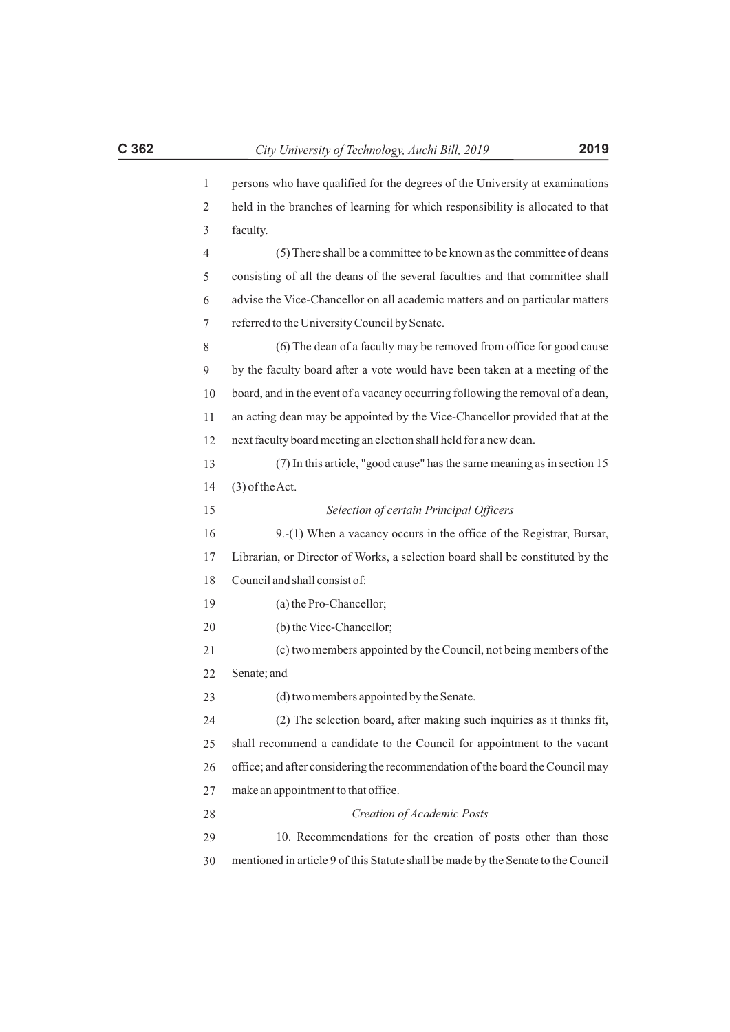persons who have qualified for the degrees of the University at examinations held in the branches of learning for which responsibility is allocated to that faculty.

(5) There shall be a committee to be known as the committee of deans consisting of all the deans of the several faculties and that committee shall advise the Vice-Chancellor on all academic matters and on particular matters referred to the University Council by Senate.

(6) The dean of a faculty may be removed from office for good cause by the faculty board after a vote would have been taken at a meeting of the board, and in the event of a vacancy occurring following the removal of a dean, an acting dean may be appointed by the Vice-Chancellor provided that at the next faculty board meeting an election shall held for a new dean.

(7) In this article, "good cause" has the same meaning as in section 15 (3) of the Act.

*Selection of certain Principal Officers*

9.-(1) When a vacancy occurs in the office of the Registrar, Bursar, Librarian, or Director of Works, a selection board shall be constituted by the Council and shall consist of:

(a) the Pro-Chancellor;

(b) the Vice-Chancellor;

(c) two members appointed by the Council, not being members of the Senate; and

(d) two members appointed by the Senate.

(2) The selection board, after making such inquiries as it thinks fit, shall recommend a candidate to the Council for appointment to the vacant office; and after considering the recommendation of the board the Council may make an appointment to that office.

*Creation of Academic Posts*

10. Recommendations for the creation of posts other than those mentioned in article 9 of this Statute shall be made by the Senate to the Council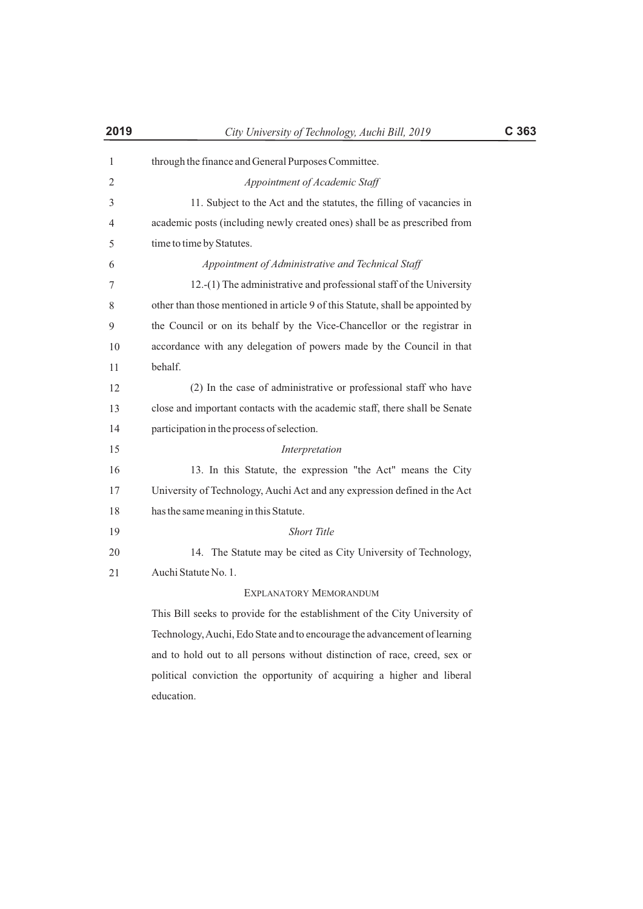through the finance and General Purposes Committee.

*Appointment of Academic Staff*

11. Subject to the Act and the statutes, the filling of vacancies in academic posts (including newly created ones) shall be as prescribed from time to time by Statutes.

*Appointment of Administrative and Technical Staff*

12.-(1) The administrative and professional staff of the University other than those mentioned in article 9 of this Statute, shall be appointed by the Council or on its behalf by the Vice-Chancellor or the registrar in accordance with any delegation of powers made by the Council in that behalf.

(2) In the case of administrative or professional staff who have close and important contacts with the academic staff, there shall be Senate participation in the process of selection.

*Interpretation*

13. In this Statute, the expression "the Act" means the City University of Technology, Auchi Act and any expression defined in the Act has the same meaning in this Statute.

*Short Title*

14. The Statute may be cited as City University of Technology, Auchi Statute No. 1.

EXPLANATORY MEMORANDUM

This Bill seeks to provide for the establishment of the City University of Technology, Auchi, Edo State and to encourage the advancement of learning and to hold out to all persons without distinction of race, creed, sex or political conviction the opportunity of acquiring a higher and liberal education.